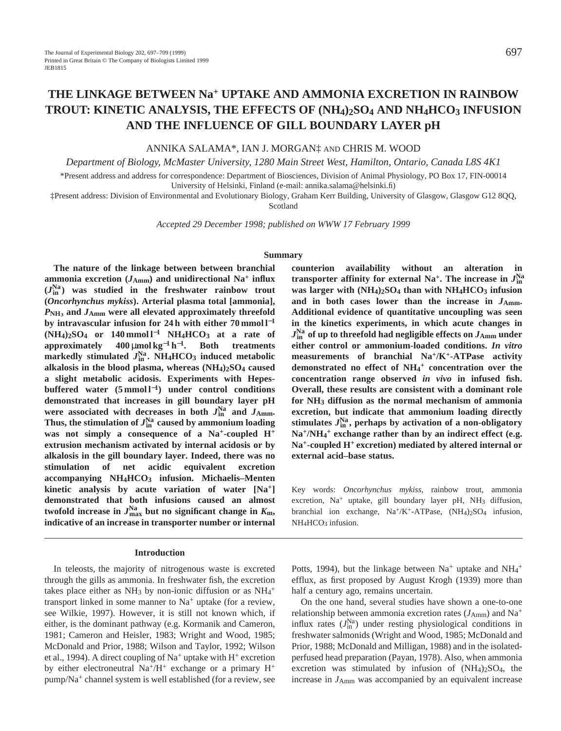# THE LINKAGE BETWEEN $Na^+$ UPTAKE AND AMMONIA EXCRETION IN RAINBOW TROUT: KINETIC ANALYSIS, THE EFFECTS OF $(NH_4)_2SO_4$ AND $NH_4HCO_3$ INFUSION AND THE INFLUENCE OF GILL BOUNDARY LAYER pH

ANNIKA SALAMA*, IAN J. MORGAN‡ AND CHRIS M. WOOD

*Department of Biology, McMaster University, 1280 Main Street West, Hamilton, Ontario, Canada L8S 4K1*

*Present address and address for correspondence: Department of Biosciences, Division of Animal Physiology, PO Box 17, FIN-00014 University of Helsinki, Finland (e-mail: annika.salama@helsinki.fi)

‡Present address: Division of Environmental and Evolutionary Biology, Graham Kerr Building, University of Glasgow, Glasgow G12 8QQ, Scotland

*Accepted 29 December 1998; published on WWW 17 February 1999*

## Summary

**The nature of the linkage between between branchial ammonia excretion ($J_{Amm}$) and unidirectional $Na^+$ influx ($J_{in}^{Na}$) was studied in the freshwater rainbow trout (*Oncorhynchus mykiss*). Arterial plasma total [ammonia], $P_{NH_3}$ and $J_{Amm}$ were all elevated approximately threefold by intravascular infusion for 24 h with either 70 mmol $l^{-1}$ $(NH_4)_2SO_4$ or 140 mmol $l^{-1}$ $NH_4HCO_3$ at a rate of approximately 400 μmol $kg^{-1}$ $h^{-1}$. Both treatments markedly stimulated $J_{in}^{Na}$. $NH_4HCO_3$ induced metabolic alkalosis in the blood plasma, whereas $(NH_4)_2SO_4$ caused a slight metabolic acidosis. Experiments with Hepes-buffered water (5 mmol $l^{-1}$) under control conditions demonstrated that increases in gill boundary layer pH were associated with decreases in both $J_{in}^{Na}$ and $J_{Amm}$. Thus, the stimulation of $J_{in}^{Na}$ caused by ammonium loading was not simply a consequence of a $Na^+$-coupled $H^+$ extrusion mechanism activated by internal acidosis or by alkalosis in the gill boundary layer. Indeed, there was no stimulation of net acidic equivalent excretion accompanying $NH_4HCO_3$ infusion. Michaelis–Menten kinetic analysis by acute variation of water [$Na^+$] demonstrated that both infusions caused an almost twofold increase in $J_{max}^{Na}$ but no significant change in $K_m$, indicative of an increase in transporter number or internal counterion availability without an alteration in transporter affinity for external $Na^+$. The increase in $J_{in}^{Na}$ was larger with $(NH_4)_2SO_4$ than with $NH_4HCO_3$ infusion and in both cases lower than the increase in $J_{Amm}$. Additional evidence of quantitative uncoupling was seen in the kinetics experiments, in which acute changes in $J_{in}^{Na}$ of up to threefold had negligible effects on $J_{Amm}$ under either control or ammonium-loaded conditions. *In vitro* measurements of branchial $Na^+/K^+$-ATPase activity demonstrated no effect of $NH_4^+$ concentration over the concentration range observed *in vivo* in infused fish. Overall, these results are consistent with a dominant role for $NH_3$ diffusion as the normal mechanism of ammonia excretion, but indicate that ammonium loading directly stimulates $J_{in}^{Na}$, perhaps by activation of a non-obligatory $Na^+/NH_4^+$ exchange rather than by an indirect effect (e.g. $Na^+$-coupled $H^+$ excretion) mediated by altered internal or external acid–base status.**

Key words: *Oncorhynchus mykiss*, rainbow trout, ammonia excretion, $Na^+$ uptake, gill boundary layer pH, $NH_3$ diffusion, branchial ion exchange, $Na^+/K^+$-ATPase, $(NH_4)_2SO_4$ infusion, $NH_4HCO_3$ infusion.

## Introduction

In teleosts, the majority of nitrogenous waste is excreted through the gills as ammonia. In freshwater fish, the excretion takes place either as $NH_3$ by non-ionic diffusion or as $NH_4^+$ transport linked in some manner to $Na^+$ uptake (for a review, see Wilkie, 1997). However, it is still not known which, if either, is the dominant pathway (e.g. Kormanik and Cameron, 1981; Cameron and Heisler, 1983; Wright and Wood, 1985; McDonald and Prior, 1988; Wilson and Taylor, 1992; Wilson et al., 1994). A direct coupling of $Na^+$ uptake with $H^+$ excretion by either electroneutral $Na^+/H^+$ exchange or a primary $H^+$ pump/$Na^+$ channel system is well established (for a review, see Potts, 1994), but the linkage between $Na^+$ uptake and $NH_4^+$ efflux, as first proposed by August Krogh (1939) more than half a century ago, remains uncertain.

On the one hand, several studies have shown a one-to-one relationship between ammonia excretion rates ($J_{Amm}$) and $Na^+$ influx rates ($J_{in}^{Na}$) under resting physiological conditions in freshwater salmonids (Wright and Wood, 1985; McDonald and Prior, 1988; McDonald and Milligan, 1988) and in the isolated-perfused head preparation (Payan, 1978). Also, when ammonia excretion was stimulated by infusion of $(NH_4)_2SO_4$, the increase in $J_{Amm}$ was accompanied by an equivalent increase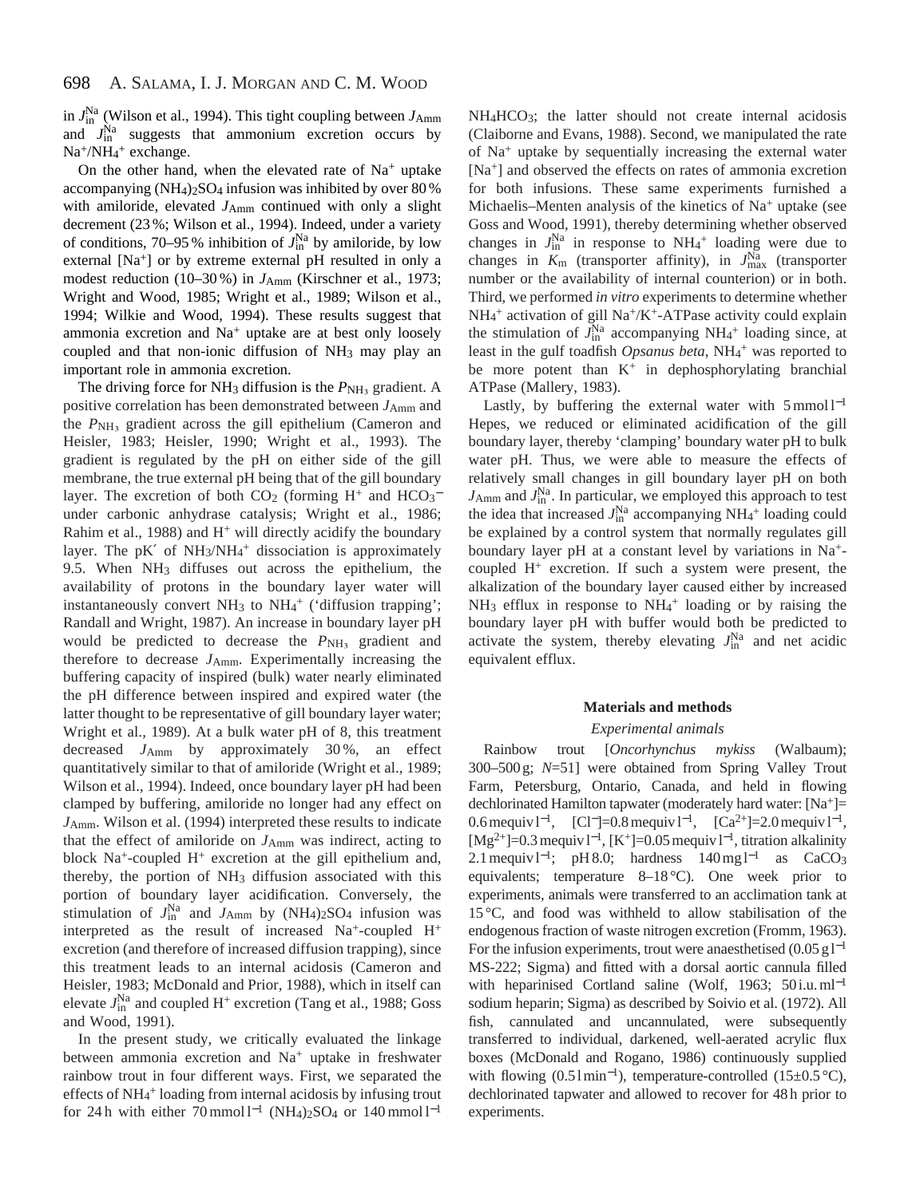in $J_{in}^{Na}$ (Wilson et al., 1994). This tight coupling between $J_{Amm}$ and $J_{in}^{Na}$ suggests that ammonium excretion occurs by $Na^+/NH_4^+$ exchange.

On the other hand, when the elevated rate of $Na^+$ uptake accompanying $(NH_4)_2SO_4$ infusion was inhibited by over 80 % with amiloride, elevated $J_{Amm}$ continued with only a slight decrement (23 %; Wilson et al., 1994). Indeed, under a variety of conditions, 70–95 % inhibition of $J_{in}^{Na}$ by amiloride, by low external $[Na^+]$ or by extreme external pH resulted in only a modest reduction (10–30 %) in $J_{Amm}$ (Kirschner et al., 1973; Wright and Wood, 1985; Wright et al., 1989; Wilson et al., 1994; Wilkie and Wood, 1994). These results suggest that ammonia excretion and $Na^+$ uptake are at best only loosely coupled and that non-ionic diffusion of $NH_3$ may play an important role in ammonia excretion.

The driving force for $NH_3$ diffusion is the $P_{NH_3}$ gradient. A positive correlation has been demonstrated between $J_{Amm}$ and the $P_{NH_3}$ gradient across the gill epithelium (Cameron and Heisler, 1983; Heisler, 1990; Wright et al., 1993). The gradient is regulated by the pH on either side of the gill membrane, the true external pH being that of the gill boundary layer. The excretion of both $CO_2$ (forming $H^+$ and $HCO_3^-$ under carbonic anhydrase catalysis; Wright et al., 1986; Rahim et al., 1988) and $H^+$ will directly acidify the boundary layer. The pK′ of $NH_3/NH_4^+$ dissociation is approximately 9.5. When $NH_3$ diffuses out across the epithelium, the availability of protons in the boundary layer water will instantaneously convert $NH_3$ to $NH_4^+$ (‘diffusion trapping’; Randall and Wright, 1987). An increase in boundary layer pH would be predicted to decrease the $P_{NH_3}$ gradient and therefore to decrease $J_{Amm}$. Experimentally increasing the buffering capacity of inspired (bulk) water nearly eliminated the pH difference between inspired and expired water (the latter thought to be representative of gill boundary layer water; Wright et al., 1989). At a bulk water pH of 8, this treatment decreased $J_{Amm}$ by approximately 30 %, an effect quantitatively similar to that of amiloride (Wright et al., 1989; Wilson et al., 1994). Indeed, once boundary layer pH had been clamped by buffering, amiloride no longer had any effect on $J_{Amm}$. Wilson et al. (1994) interpreted these results to indicate that the effect of amiloride on $J_{Amm}$ was indirect, acting to block $Na^+$-coupled $H^+$ excretion at the gill epithelium and, thereby, the portion of $NH_3$ diffusion associated with this portion of boundary layer acidification. Conversely, the stimulation of $J_{in}^{Na}$ and $J_{Amm}$ by $(NH_4)_2SO_4$ infusion was interpreted as the result of increased $Na^+$-coupled $H^+$ excretion (and therefore of increased diffusion trapping), since this treatment leads to an internal acidosis (Cameron and Heisler, 1983; McDonald and Prior, 1988), which in itself can elevate $J_{in}^{Na}$ and coupled $H^+$ excretion (Tang et al., 1988; Goss and Wood, 1991).

In the present study, we critically evaluated the linkage between ammonia excretion and $Na^+$ uptake in freshwater rainbow trout in four different ways. First, we separated the effects of $NH_4^+$ loading from internal acidosis by infusing trout for 24 h with either 70 mmol l$^{-1}$ $(NH_4)_2SO_4$ or 140 mmol l$^{-1}$ $NH_4HCO_3$; the latter should not create internal acidosis (Claiborne and Evans, 1988). Second, we manipulated the rate of $Na^+$ uptake by sequentially increasing the external water $[Na^+]$ and observed the effects on rates of ammonia excretion for both infusions. These same experiments furnished a Michaelis–Menten analysis of the kinetics of $Na^+$ uptake (see Goss and Wood, 1991), thereby determining whether observed changes in $J_{in}^{Na}$ in response to $NH_4^+$ loading were due to changes in $K_m$ (transporter affinity), in $J_{max}^{Na}$ (transporter number or the availability of internal counterion) or in both. Third, we performed *in vitro* experiments to determine whether $NH_4^+$ activation of gill $Na^+/K^+$-ATPase activity could explain the stimulation of $J_{in}^{Na}$ accompanying $NH_4^+$ loading since, at least in the gulf toadfish *Opsanus beta*, $NH_4^+$ was reported to be more potent than $K^+$ in dephosphorylating branchial ATPase (Mallery, 1983).

Lastly, by buffering the external water with 5 mmol l$^{-1}$ Hepes, we reduced or eliminated acidification of the gill boundary layer, thereby ‘clamping’ boundary water pH to bulk water pH. Thus, we were able to measure the effects of relatively small changes in gill boundary layer pH on both $J_{Amm}$ and $J_{in}^{Na}$. In particular, we employed this approach to test the idea that increased $J_{in}^{Na}$ accompanying $NH_4^+$ loading could be explained by a control system that normally regulates gill boundary layer pH at a constant level by variations in $Na^+$-coupled $H^+$ excretion. If such a system were present, the alkalization of the boundary layer caused either by increased $NH_3$ efflux in response to $NH_4^+$ loading or by raising the boundary layer pH with buffer would both be predicted to activate the system, thereby elevating $J_{in}^{Na}$ and net acidic equivalent efflux.

## Materials and methods

### *Experimental animals*

Rainbow trout [*Oncorhynchus mykiss* (Walbaum); 300–500 g; $N$=51] were obtained from Spring Valley Trout Farm, Petersburg, Ontario, Canada, and held in flowing dechlorinated Hamilton tapwater (moderately hard water: $[Na^+]$= 0.6 mequiv l$^{-1}$, $[Cl^-]$=0.8 mequiv l$^{-1}$, $[Ca^{2+}]$=2.0 mequiv l$^{-1}$, $[Mg^{2+}]$=0.3 mequiv l$^{-1}$, $[K^+]$=0.05 mequiv l$^{-1}$, titration alkalinity 2.1 mequiv l$^{-1}$; pH 8.0; hardness 140 mg l$^{-1}$ as $CaCO_3$ equivalents; temperature 8–18 °C). One week prior to experiments, animals were transferred to an acclimation tank at 15 °C, and food was withheld to allow stabilisation of the endogenous fraction of waste nitrogen excretion (Fromm, 1963). For the infusion experiments, trout were anaesthetised (0.05 g l$^{-1}$ MS-222; Sigma) and fitted with a dorsal aortic cannula filled with heparinised Cortland saline (Wolf, 1963; 50 i.u. ml$^{-1}$ sodium heparin; Sigma) as described by Soivio et al. (1972). All fish, cannulated and uncannulated, were subsequently transferred to individual, darkened, well-aerated acrylic flux boxes (McDonald and Rogano, 1986) continuously supplied with flowing (0.5 l min$^{-1}$), temperature-controlled (15±0.5 °C), dechlorinated tapwater and allowed to recover for 48 h prior to experiments.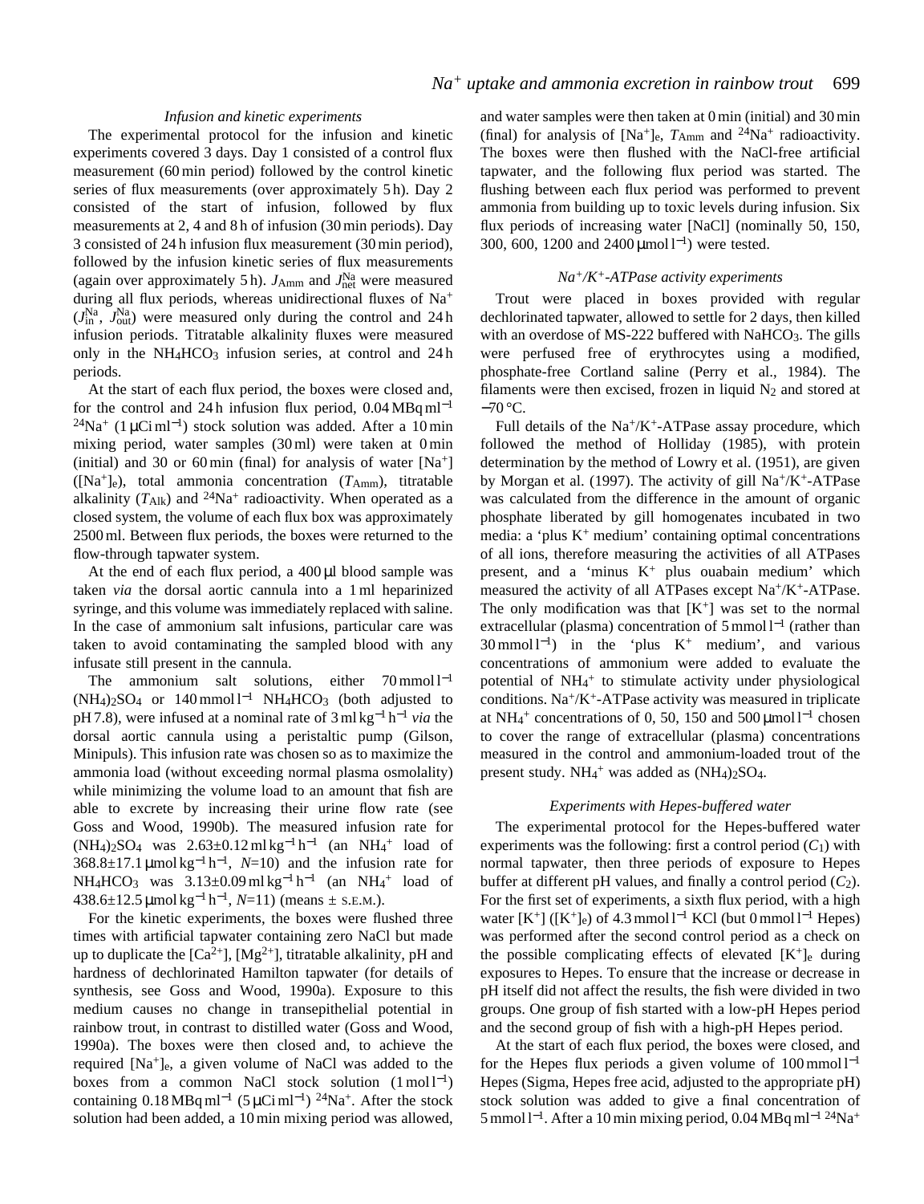### Infusion and kinetic experiments

The experimental protocol for the infusion and kinetic experiments covered 3 days. Day 1 consisted of a control flux measurement (60 min period) followed by the control kinetic series of flux measurements (over approximately 5 h). Day 2 consisted of the start of infusion, followed by flux measurements at 2, 4 and 8 h of infusion (30 min periods). Day 3 consisted of 24 h infusion flux measurement (30 min period), followed by the infusion kinetic series of flux measurements (again over approximately 5 h). $J_{\mathrm{Amm}}$ and $J_{\mathrm{net}}^{\mathrm{Na}}$ were measured during all flux periods, whereas unidirectional fluxes of $Na^+$ ($J_{\mathrm{in}}^{\mathrm{Na}}$, $J_{\mathrm{out}}^{\mathrm{Na}}$) were measured only during the control and 24 h infusion periods. Titratable alkalinity fluxes were measured only in the $NH_4HCO_3$ infusion series, at control and 24 h periods.

At the start of each flux period, the boxes were closed and, for the control and 24 h infusion flux period, 0.04 MBq ml$^{-1}$ $^{24}Na^+$ (1 μCi ml$^{-1}$) stock solution was added. After a 10 min mixing period, water samples (30 ml) were taken at 0 min (initial) and 30 or 60 min (final) for analysis of water $[Na^+]$ ($[Na^+]_e$), total ammonia concentration ($T_{\mathrm{Amm}}$), titratable alkalinity ($T_{\mathrm{Alk}}$) and $^{24}Na^+$ radioactivity. When operated as a closed system, the volume of each flux box was approximately 2500 ml. Between flux periods, the boxes were returned to the flow-through tapwater system.

At the end of each flux period, a 400 μl blood sample was taken *via* the dorsal aortic cannula into a 1 ml heparinized syringe, and this volume was immediately replaced with saline. In the case of ammonium salt infusions, particular care was taken to avoid contaminating the sampled blood with any infusate still present in the cannula.

The ammonium salt solutions, either 70 mmol l$^{-1}$ $(NH_4)_2SO_4$ or 140 mmol l$^{-1}$ $NH_4HCO_3$ (both adjusted to pH 7.8), were infused at a nominal rate of 3 ml kg$^{-1}$ h$^{-1}$ *via* the dorsal aortic cannula using a peristaltic pump (Gilson, Minipuls). This infusion rate was chosen so as to maximize the ammonia load (without exceeding normal plasma osmolality) while minimizing the volume load to an amount that fish are able to excrete by increasing their urine flow rate (see Goss and Wood, 1990b). The measured infusion rate for $(NH_4)_2SO_4$ was 2.63±0.12 ml kg$^{-1}$ h$^{-1}$ (an $NH_4^+$ load of 368.8±17.1 μmol kg$^{-1}$ h$^{-1}$, $N$=10) and the infusion rate for $NH_4HCO_3$ was 3.13±0.09 ml kg$^{-1}$ h$^{-1}$ (an $NH_4^+$ load of 438.6±12.5 μmol kg$^{-1}$ h$^{-1}$, $N$=11) (means ± S.E.M.).

For the kinetic experiments, the boxes were flushed three times with artificial tapwater containing zero NaCl but made up to duplicate the $[Ca^{2+}]$, $[Mg^{2+}]$, titratable alkalinity, pH and hardness of dechlorinated Hamilton tapwater (for details of synthesis, see Goss and Wood, 1990a). Exposure to this medium causes no change in transepithelial potential in rainbow trout, in contrast to distilled water (Goss and Wood, 1990a). The boxes were then closed and, to achieve the required $[Na^+]_e$, a given volume of NaCl was added to the boxes from a common NaCl stock solution (1 mol l$^{-1}$) containing 0.18 MBq ml$^{-1}$ (5 μCi ml$^{-1}$) $^{24}Na^+$. After the stock solution had been added, a 10 min mixing period was allowed, and water samples were then taken at 0 min (initial) and 30 min (final) for analysis of $[Na^+]_e$, $T_{\mathrm{Amm}}$ and $^{24}Na^+$ radioactivity. The boxes were then flushed with the NaCl-free artificial tapwater, and the following flux period was started. The flushing between each flux period was performed to prevent ammonia from building up to toxic levels during infusion. Six flux periods of increasing water [NaCl] (nominally 50, 150, 300, 600, 1200 and 2400 μmol l$^{-1}$) were tested.

### $Na^+/K^+$-ATPase activity experiments

Trout were placed in boxes provided with regular dechlorinated tapwater, allowed to settle for 2 days, then killed with an overdose of MS-222 buffered with $NaHCO_3$. The gills were perfused free of erythrocytes using a modified, phosphate-free Cortland saline (Perry et al., 1984). The filaments were then excised, frozen in liquid $N_2$ and stored at −70 °C.

Full details of the $Na^+/K^+$-ATPase assay procedure, which followed the method of Holliday (1985), with protein determination by the method of Lowry et al. (1951), are given by Morgan et al. (1997). The activity of gill $Na^+/K^+$-ATPase was calculated from the difference in the amount of organic phosphate liberated by gill homogenates incubated in two media: a 'plus $K^+$ medium' containing optimal concentrations of all ions, therefore measuring the activities of all ATPases present, and a 'minus $K^+$ plus ouabain medium' which measured the activity of all ATPases except $Na^+/K^+$-ATPase. The only modification was that $[K^+]$ was set to the normal extracellular (plasma) concentration of 5 mmol l$^{-1}$ (rather than 30 mmol l$^{-1}$) in the 'plus $K^+$ medium', and various concentrations of ammonium were added to evaluate the potential of $NH_4^+$ to stimulate activity under physiological conditions. $Na^+/K^+$-ATPase activity was measured in triplicate at $NH_4^+$ concentrations of 0, 50, 150 and 500 μmol l$^{-1}$ chosen to cover the range of extracellular (plasma) concentrations measured in the control and ammonium-loaded trout of the present study. $NH_4^+$ was added as $(NH_4)_2SO_4$.

### Experiments with Hepes-buffered water

The experimental protocol for the Hepes-buffered water experiments was the following: first a control period ($C_1$) with normal tapwater, then three periods of exposure to Hepes buffer at different pH values, and finally a control period ($C_2$). For the first set of experiments, a sixth flux period, with a high water $[K^+]$ ($[K^+]_e$) of 4.3 mmol l$^{-1}$ KCl (but 0 mmol l$^{-1}$ Hepes) was performed after the second control period as a check on the possible complicating effects of elevated $[K^+]_e$ during exposures to Hepes. To ensure that the increase or decrease in pH itself did not affect the results, the fish were divided in two groups. One group of fish started with a low-pH Hepes period and the second group of fish with a high-pH Hepes period.

At the start of each flux period, the boxes were closed, and for the Hepes flux periods a given volume of 100 mmol l$^{-1}$ Hepes (Sigma, Hepes free acid, adjusted to the appropriate pH) stock solution was added to give a final concentration of 5 mmol l$^{-1}$. After a 10 min mixing period, 0.04 MBq ml$^{-1}$ $^{24}Na^+$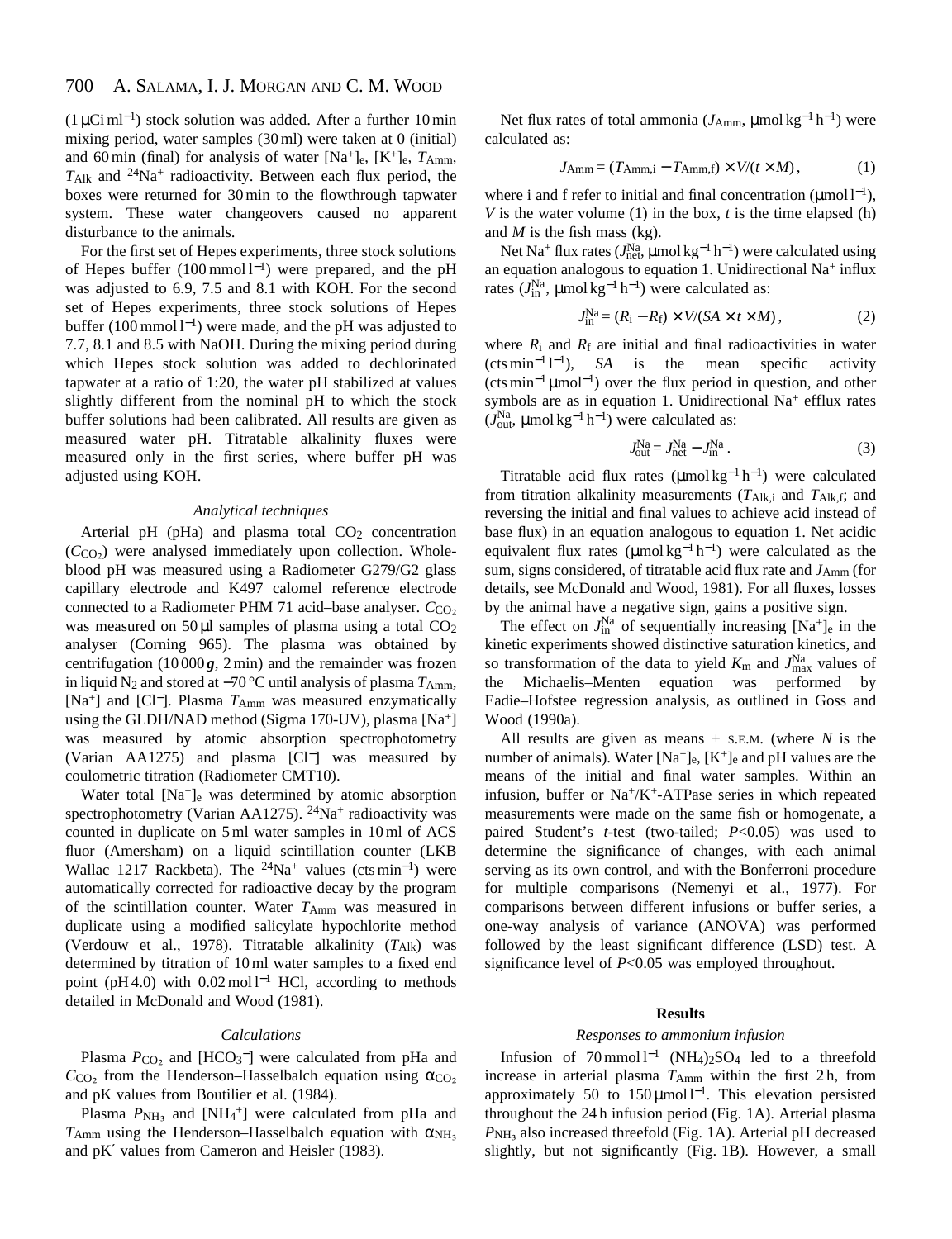(1 μCi ml$^{-1}$) stock solution was added. After a further 10 min mixing period, water samples (30 ml) were taken at 0 (initial) and 60 min (final) for analysis of water $[Na^+]_e$, $[K^+]_e$, $T_{Amm}$, $T_{Alk}$ and $^{24}Na^+$ radioactivity. Between each flux period, the boxes were returned for 30 min to the flowthrough tapwater system. These water changeovers caused no apparent disturbance to the animals.

For the first set of Hepes experiments, three stock solutions of Hepes buffer (100 mmol l$^{-1}$) were prepared, and the pH was adjusted to 6.9, 7.5 and 8.1 with KOH. For the second set of Hepes experiments, three stock solutions of Hepes buffer (100 mmol l$^{-1}$) were made, and the pH was adjusted to 7.7, 8.1 and 8.5 with NaOH. During the mixing period during which Hepes stock solution was added to dechlorinated tapwater at a ratio of 1:20, the water pH stabilized at values slightly different from the nominal pH to which the stock buffer solutions had been calibrated. All results are given as measured water pH. Titratable alkalinity fluxes were measured only in the first series, where buffer pH was adjusted using KOH.

### *Analytical techniques*

Arterial pH (pHa) and plasma total $CO_2$ concentration ($C_{CO_2}$) were analysed immediately upon collection. Whole-blood pH was measured using a Radiometer G279/G2 glass capillary electrode and K497 calomel reference electrode connected to a Radiometer PHM 71 acid–base analyser. $C_{CO_2}$ was measured on 50 μl samples of plasma using a total $CO_2$ analyser (Corning 965). The plasma was obtained by centrifugation (10 000 ***g***, 2 min) and the remainder was frozen in liquid $N_2$ and stored at −70 °C until analysis of plasma $T_{Amm}$, $[Na^+]$ and $[Cl^-]$. Plasma $T_{Amm}$ was measured enzymatically using the GLDH/NAD method (Sigma 170-UV), plasma $[Na^+]$ was measured by atomic absorption spectrophotometry (Varian AA1275) and plasma $[Cl^-]$ was measured by coulometric titration (Radiometer CMT10).

Water total $[Na^+]_e$ was determined by atomic absorption spectrophotometry (Varian AA1275). $^{24}Na^+$ radioactivity was counted in duplicate on 5 ml water samples in 10 ml of ACS fluor (Amersham) on a liquid scintillation counter (LKB Wallac 1217 Rackbeta). The $^{24}Na^+$ values (cts min$^{-1}$) were automatically corrected for radioactive decay by the program of the scintillation counter. Water $T_{Amm}$ was measured in duplicate using a modified salicylate hypochlorite method (Verdouw et al., 1978). Titratable alkalinity ($T_{Alk}$) was determined by titration of 10 ml water samples to a fixed end point (pH 4.0) with 0.02 mol l$^{-1}$ HCl, according to methods detailed in McDonald and Wood (1981).

### *Calculations*

Plasma $P_{CO_2}$ and $[HCO_3^-]$ were calculated from pHa and $C_{CO_2}$ from the Henderson–Hasselbalch equation using $\alpha_{CO_2}$ and pK values from Boutilier et al. (1984).

Plasma $P_{NH_3}$ and $[NH_4^+]$ were calculated from pHa and $T_{Amm}$ using the Henderson–Hasselbalch equation with $\alpha_{NH_3}$ and pK′ values from Cameron and Heisler (1983).

Net flux rates of total ammonia ($J_{Amm}$, μmol kg$^{-1}$ h$^{-1}$) were calculated as:

$$J_{Amm} = (T_{Amm,i} - T_{Amm,f}) \times V/(t \times M)\,, \qquad (1)$$

where i and f refer to initial and final concentration (μmol l$^{-1}$), $V$ is the water volume (1) in the box, $t$ is the time elapsed (h) and $M$ is the fish mass (kg).

Net $Na^+$ flux rates ($J^{Na}_{net}$, μmol kg$^{-1}$ h$^{-1}$) were calculated using an equation analogous to equation 1. Unidirectional $Na^+$ influx rates ($J^{Na}_{in}$, μmol kg$^{-1}$ h$^{-1}$) were calculated as:

$$J^{Na}_{in} = (R_i - R_f) \times V/(SA \times t \times M)\,, \qquad (2)$$

where $R_i$ and $R_f$ are initial and final radioactivities in water (cts min$^{-1}$ l$^{-1}$), $SA$ is the mean specific activity (cts min$^{-1}$ μmol$^{-1}$) over the flux period in question, and other symbols are as in equation 1. Unidirectional $Na^+$ efflux rates ($J^{Na}_{out}$, μmol kg$^{-1}$ h$^{-1}$) were calculated as:

$$J^{Na}_{out} = J^{Na}_{net} - J^{Na}_{in}\,. \qquad (3)$$

Titratable acid flux rates (μmol kg$^{-1}$ h$^{-1}$) were calculated from titration alkalinity measurements ($T_{Alk,i}$ and $T_{Alk,f}$; and reversing the initial and final values to achieve acid instead of base flux) in an equation analogous to equation 1. Net acidic equivalent flux rates (μmol kg$^{-1}$ h$^{-1}$) were calculated as the sum, signs considered, of titratable acid flux rate and $J_{Amm}$ (for details, see McDonald and Wood, 1981). For all fluxes, losses by the animal have a negative sign, gains a positive sign.

The effect on $J^{Na}_{in}$ of sequentially increasing $[Na^+]_e$ in the kinetic experiments showed distinctive saturation kinetics, and so transformation of the data to yield $K_m$ and $J^{Na}_{max}$ values of the Michaelis–Menten equation was performed by Eadie–Hofstee regression analysis, as outlined in Goss and Wood (1990a).

All results are given as means ± S.E.M. (where $N$ is the number of animals). Water $[Na^+]_e$, $[K^+]_e$ and pH values are the means of the initial and final water samples. Within an infusion, buffer or $Na^+/K^+$-ATPase series in which repeated measurements were made on the same fish or homogenate, a paired Student's $t$-test (two-tailed; $P<0.05$) was used to determine the significance of changes, with each animal serving as its own control, and with the Bonferroni procedure for multiple comparisons (Nemenyi et al., 1977). For comparisons between different infusions or buffer series, a one-way analysis of variance (ANOVA) was performed followed by the least significant difference (LSD) test. A significance level of $P<0.05$ was employed throughout.

## Results

### *Responses to ammonium infusion*

Infusion of 70 mmol l$^{-1}$ $(NH_4)_2SO_4$ led to a threefold increase in arterial plasma $T_{Amm}$ within the first 2 h, from approximately 50 to 150 μmol l$^{-1}$. This elevation persisted throughout the 24 h infusion period (Fig. 1A). Arterial plasma $P_{NH_3}$ also increased threefold (Fig. 1A). Arterial pH decreased slightly, but not significantly (Fig. 1B). However, a small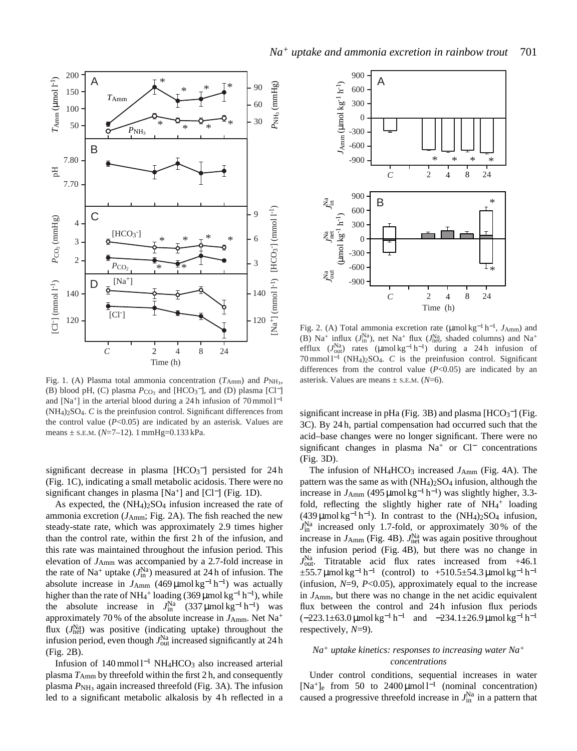Fig. 1. (A) Plasma total ammonia concentration ($T_{Amm}$) and $P_{NH_3}$, (B) blood pH, (C) plasma $P_{CO_2}$ and [$HCO_3^-$], and (D) plasma [$Cl^-$] and [$Na^+$] in the arterial blood during a 24 h infusion of 70 mmol l$^{-1}$ $(NH_4)_2SO_4$. *C* is the preinfusion control. Significant differences from the control value ($P$<0.05) are indicated by an asterisk. Values are means ± S.E.M. ($N$=7–12). 1 mmHg=0.133 kPa.

Fig. 2. (A) Total ammonia excretion rate (μmol kg$^{-1}$ h$^{-1}$, $J_{Amm}$) and (B) $Na^+$ influx ($J_{in}^{Na}$), net $Na^+$ flux ($J_{net}^{Na}$, shaded columns) and $Na^+$ efflux ($J_{out}^{Na}$) rates (μmol kg$^{-1}$ h$^{-1}$) during a 24 h infusion of 70 mmol l$^{-1}$ $(NH_4)_2SO_4$. *C* is the preinfusion control. Significant differences from the control value ($P$<0.05) are indicated by an asterisk. Values are means ± S.E.M. ($N$=6).

significant decrease in plasma [$HCO_3^-$] persisted for 24 h (Fig. 1C), indicating a small metabolic acidosis. There were no significant changes in plasma [$Na^+$] and [$Cl^-$] (Fig. 1D).

As expected, the $(NH_4)_2SO_4$ infusion increased the rate of ammonia excretion ($J_{Amm}$; Fig. 2A). The fish reached the new steady-state rate, which was approximately 2.9 times higher than the control rate, within the first 2 h of the infusion, and this rate was maintained throughout the infusion period. This elevation of $J_{Amm}$ was accompanied by a 2.7-fold increase in the rate of $Na^+$ uptake ($J_{in}^{Na}$) measured at 24 h of infusion. The absolute increase in $J_{Amm}$ (469 μmol kg$^{-1}$ h$^{-1}$) was actually higher than the rate of $NH_4^+$ loading (369 μmol kg$^{-1}$ h$^{-1}$), while the absolute increase in $J_{in}^{Na}$ (337 μmol kg$^{-1}$ h$^{-1}$) was approximately 70 % of the absolute increase in $J_{Amm}$. Net $Na^+$ flux ($J_{net}^{Na}$) was positive (indicating uptake) throughout the infusion period, even though $J_{out}^{Na}$ increased significantly at 24 h (Fig. 2B).

Infusion of 140 mmol l$^{-1}$ $NH_4HCO_3$ also increased arterial plasma $T_{Amm}$ by threefold within the first 2 h, and consequently plasma $P_{NH_3}$ again increased threefold (Fig. 3A). The infusion led to a significant metabolic alkalosis by 4 h reflected in a significant increase in pHa (Fig. 3B) and plasma [$HCO_3^-$] (Fig. 3C). By 24 h, partial compensation had occurred such that the acid–base changes were no longer significant. There were no significant changes in plasma $Na^+$ or $Cl^-$ concentrations (Fig. 3D).

The infusion of $NH_4HCO_3$ increased $J_{Amm}$ (Fig. 4A). The pattern was the same as with $(NH_4)_2SO_4$ infusion, although the increase in $J_{Amm}$ (495 μmol kg$^{-1}$ h$^{-1}$) was slightly higher, 3.3-fold, reflecting the slightly higher rate of $NH_4^+$ loading (439 μmol kg$^{-1}$ h$^{-1}$). In contrast to the $(NH_4)_2SO_4$ infusion, $J_{in}^{Na}$ increased only 1.7-fold, or approximately 30 % of the increase in $J_{Amm}$ (Fig. 4B). $J_{net}^{Na}$ was again positive throughout the infusion period (Fig. 4B), but there was no change in $J_{out}^{Na}$. Titratable acid flux rates increased from +46.1 ±55.7 μmol kg$^{-1}$ h$^{-1}$ (control) to +510.5±54.3 μmol kg$^{-1}$ h$^{-1}$ (infusion, $N$=9, $P$<0.05), approximately equal to the increase in $J_{Amm}$, but there was no change in the net acidic equivalent flux between the control and 24 h infusion flux periods (−223.1±63.0 μmol kg$^{-1}$ h$^{-1}$ and −234.1±26.9 μmol kg$^{-1}$ h$^{-1}$ respectively, $N$=9).

### *$Na^+$ uptake kinetics: responses to increasing water $Na^+$ concentrations*

Under control conditions, sequential increases in water [$Na^+$]$_e$ from 50 to 2400 μmol l$^{-1}$ (nominal concentration) caused a progressive threefold increase in $J_{in}^{Na}$ in a pattern that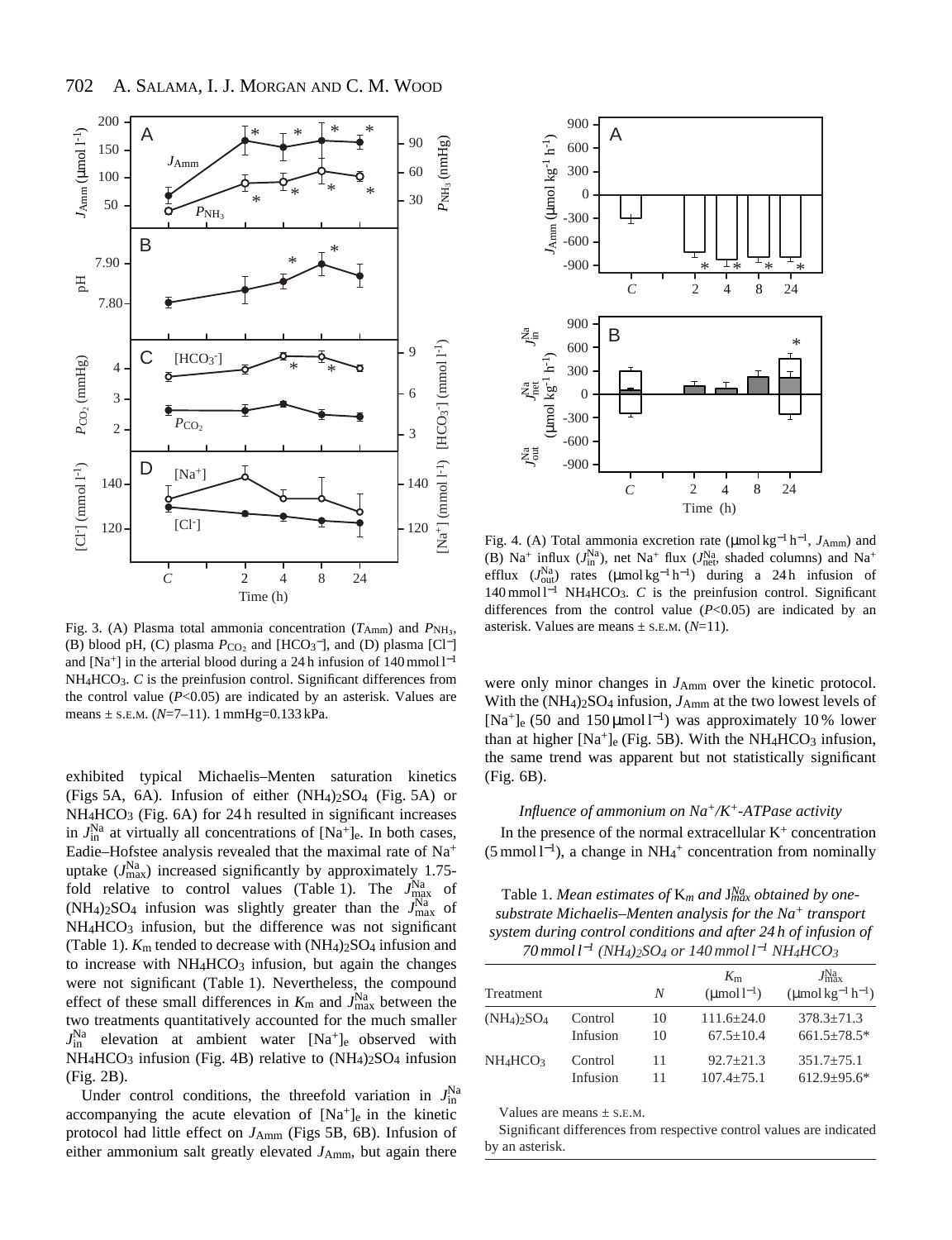Fig. 3. (A) Plasma total ammonia concentration ($T_{Amm}$) and $P_{NH_3}$, (B) blood pH, (C) plasma $P_{CO_2}$ and $[HCO_3^-]$, and (D) plasma $[Cl^-]$ and $[Na^+]$ in the arterial blood during a 24 h infusion of 140 mmol l$^{-1}$ $NH_4HCO_3$. *C* is the preinfusion control. Significant differences from the control value ($P$<0.05) are indicated by an asterisk. Values are means ± S.E.M. ($N$=7–11). 1 mmHg=0.133 kPa.

Fig. 4. (A) Total ammonia excretion rate (μmol kg$^{-1}$ h$^{-1}$, $J_{Amm}$) and (B) $Na^+$ influx ($J_{in}^{Na}$), net $Na^+$ flux ($J_{net}^{Na}$, shaded columns) and $Na^+$ efflux ($J_{out}^{Na}$) rates (μmol kg$^{-1}$ h$^{-1}$) during a 24 h infusion of 140 mmol l$^{-1}$ $NH_4HCO_3$. *C* is the preinfusion control. Significant differences from the control value ($P$<0.05) are indicated by an asterisk. Values are means ± S.E.M. ($N$=11).

exhibited typical Michaelis–Menten saturation kinetics (Figs 5A, 6A). Infusion of either $(NH_4)_2SO_4$ (Fig. 5A) or $NH_4HCO_3$ (Fig. 6A) for 24 h resulted in significant increases in $J_{in}^{Na}$ at virtually all concentrations of $[Na^+]_e$. In both cases, Eadie–Hofstee analysis revealed that the maximal rate of $Na^+$ uptake ($J_{max}^{Na}$) increased significantly by approximately 1.75-fold relative to control values (Table 1). The $J_{max}^{Na}$ of $(NH_4)_2SO_4$ infusion was slightly greater than the $J_{max}^{Na}$ of $NH_4HCO_3$ infusion, but the difference was not significant (Table 1). $K_m$ tended to decrease with $(NH_4)_2SO_4$ infusion and to increase with $NH_4HCO_3$ infusion, but again the changes were not significant (Table 1). Nevertheless, the compound effect of these small differences in $K_m$ and $J_{max}^{Na}$ between the two treatments quantitatively accounted for the much smaller $J_{in}^{Na}$ elevation at ambient water $[Na^+]_e$ observed with $NH_4HCO_3$ infusion (Fig. 4B) relative to $(NH_4)_2SO_4$ infusion (Fig. 2B).

Under control conditions, the threefold variation in $J_{in}^{Na}$ accompanying the acute elevation of $[Na^+]_e$ in the kinetic protocol had little effect on $J_{Amm}$ (Figs 5B, 6B). Infusion of either ammonium salt greatly elevated $J_{Amm}$, but again there were only minor changes in $J_{Amm}$ over the kinetic protocol. With the $(NH_4)_2SO_4$ infusion, $J_{Amm}$ at the two lowest levels of $[Na^+]_e$ (50 and 150 μmol l$^{-1}$) was approximately 10 % lower than at higher $[Na^+]_e$ (Fig. 5B). With the $NH_4HCO_3$ infusion, the same trend was apparent but not statistically significant (Fig. 6B).

### *Influence of ammonium on $Na^+/K^+$-ATPase activity*

In the presence of the normal extracellular $K^+$ concentration (5 mmol l$^{-1}$), a change in $NH_4^+$ concentration from nominally

Table 1. *Mean estimates of $K_m$ and $J_{max}^{Na}$ obtained by one-substrate Michaelis–Menten analysis for the $Na^+$ transport system during control conditions and after 24 h of infusion of 70 mmol l$^{-1}$ $(NH_4)_2SO_4$ or 140 mmol l$^{-1}$ $NH_4HCO_3$*

| Treatment | | $N$ | $K_m$ (μmol l$^{-1}$) | $J_{max}^{Na}$ (μmol kg$^{-1}$ h$^{-1}$) |
|---|---|---|---|---|
| $(NH_4)_2SO_4$ | Control | 10 | 111.6±24.0 | 378.3±71.3 |
| | Infusion | 10 | 67.5±10.4 | 661.5±78.5* |
| $NH_4HCO_3$ | Control | 11 | 92.7±21.3 | 351.7±75.1 |
| | Infusion | 11 | 107.4±75.1 | 612.9±95.6* |

Values are means ± S.E.M.

Significant differences from respective control values are indicated by an asterisk.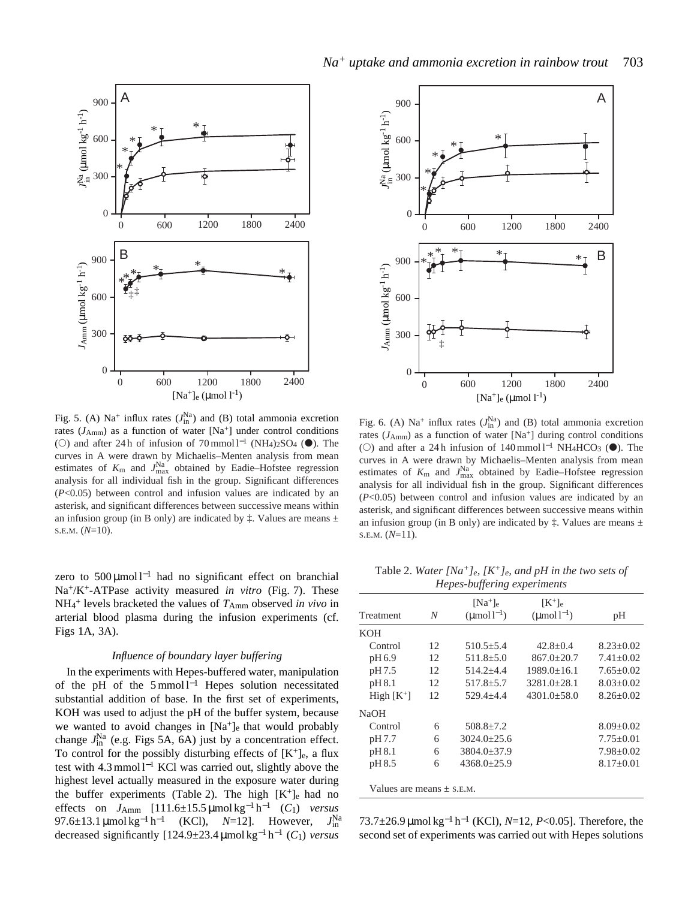Fig. 5. (A) $Na^+$ influx rates ($J_{in}^{Na}$) and (B) total ammonia excretion rates ($J_{Amm}$) as a function of water $[Na^+]$ under control conditions (○) and after 24 h of infusion of 70 mmol l$^{-1}$ $(NH_4)_2SO_4$ (●). The curves in A were drawn by Michaelis–Menten analysis from mean estimates of $K_m$ and $J_{max}^{Na}$ obtained by Eadie–Hofstee regression analysis for all individual fish in the group. Significant differences ($P$<0.05) between control and infusion values are indicated by an asterisk, and significant differences between successive means within an infusion group (in B only) are indicated by ‡. Values are means ± S.E.M. ($N$=10).

Fig. 6. (A) $Na^+$ influx rates ($J_{in}^{Na}$) and (B) total ammonia excretion rates ($J_{Amm}$) as a function of water $[Na^+]$ during control conditions (○) and after a 24 h infusion of 140 mmol l$^{-1}$ $NH_4HCO_3$ (●). The curves in A were drawn by Michaelis–Menten analysis from mean estimates of $K_m$ and $J_{max}^{Na}$ obtained by Eadie–Hofstee regression analysis for all individual fish in the group. Significant differences ($P$<0.05) between control and infusion values are indicated by an asterisk, and significant differences between successive means within an infusion group (in B only) are indicated by ‡. Values are means ± S.E.M. ($N$=11).

zero to 500 µmol l$^{-1}$ had no significant effect on branchial $Na^+/K^+$-ATPase activity measured *in vitro* (Fig. 7). These $NH_4^+$ levels bracketed the values of $T_{Amm}$ observed *in vivo* in arterial blood plasma during the infusion experiments (cf. Figs 1A, 3A).

### *Influence of boundary layer buffering*

In the experiments with Hepes-buffered water, manipulation of the pH of the 5 mmol l$^{-1}$ Hepes solution necessitated substantial addition of base. In the first set of experiments, KOH was used to adjust the pH of the buffer system, because we wanted to avoid changes in $[Na^+]_e$ that would probably change $J_{in}^{Na}$ (e.g. Figs 5A, 6A) just by a concentration effect. To control for the possibly disturbing effects of $[K^+]_e$, a flux test with 4.3 mmol l$^{-1}$ KCl was carried out, slightly above the highest level actually measured in the exposure water during the buffer experiments (Table 2). The high $[K^+]_e$ had no effects on $J_{Amm}$ [111.6±15.5 µmol kg$^{-1}$ h$^{-1}$ ($C_1$) *versus* 97.6±13.1 µmol kg$^{-1}$ h$^{-1}$ (KCl), $N$=12]. However, $J_{in}^{Na}$ decreased significantly [124.9±23.4 µmol kg$^{-1}$ h$^{-1}$ ($C_1$) *versus* 73.7±26.9 µmol kg$^{-1}$ h$^{-1}$ (KCl), $N$=12, $P$<0.05]. Therefore, the second set of experiments was carried out with Hepes solutions

Table 2. *Water $[Na^+]_e$, $[K^+]_e$, and pH in the two sets of Hepes-buffering experiments*

| Treatment | $N$ | $[Na^+]_e$ (µmol l$^{-1}$) | $[K^+]_e$ (µmol l$^{-1}$) | pH |
|---|---|---|---|---|
| KOH | | | | |
| Control | 12 | 510.5±5.4 | 42.8±0.4 | 8.23±0.02 |
| pH 6.9 | 12 | 511.8±5.0 | 867.0±20.7 | 7.41±0.02 |
| pH 7.5 | 12 | 514.2±4.4 | 1989.0±16.1 | 7.65±0.02 |
| pH 8.1 | 12 | 517.8±5.7 | 3281.0±28.1 | 8.03±0.02 |
| High $[K^+]$ | 12 | 529.4±4.4 | 4301.0±58.0 | 8.26±0.02 |
| NaOH | | | | |
| Control | 6 | 508.8±7.2 | | 8.09±0.02 |
| pH 7.7 | 6 | 3024.0±25.6 | | 7.75±0.01 |
| pH 8.1 | 6 | 3804.0±37.9 | | 7.98±0.02 |
| pH 8.5 | 6 | 4368.0±25.9 | | 8.17±0.01 |

Values are means ± S.E.M.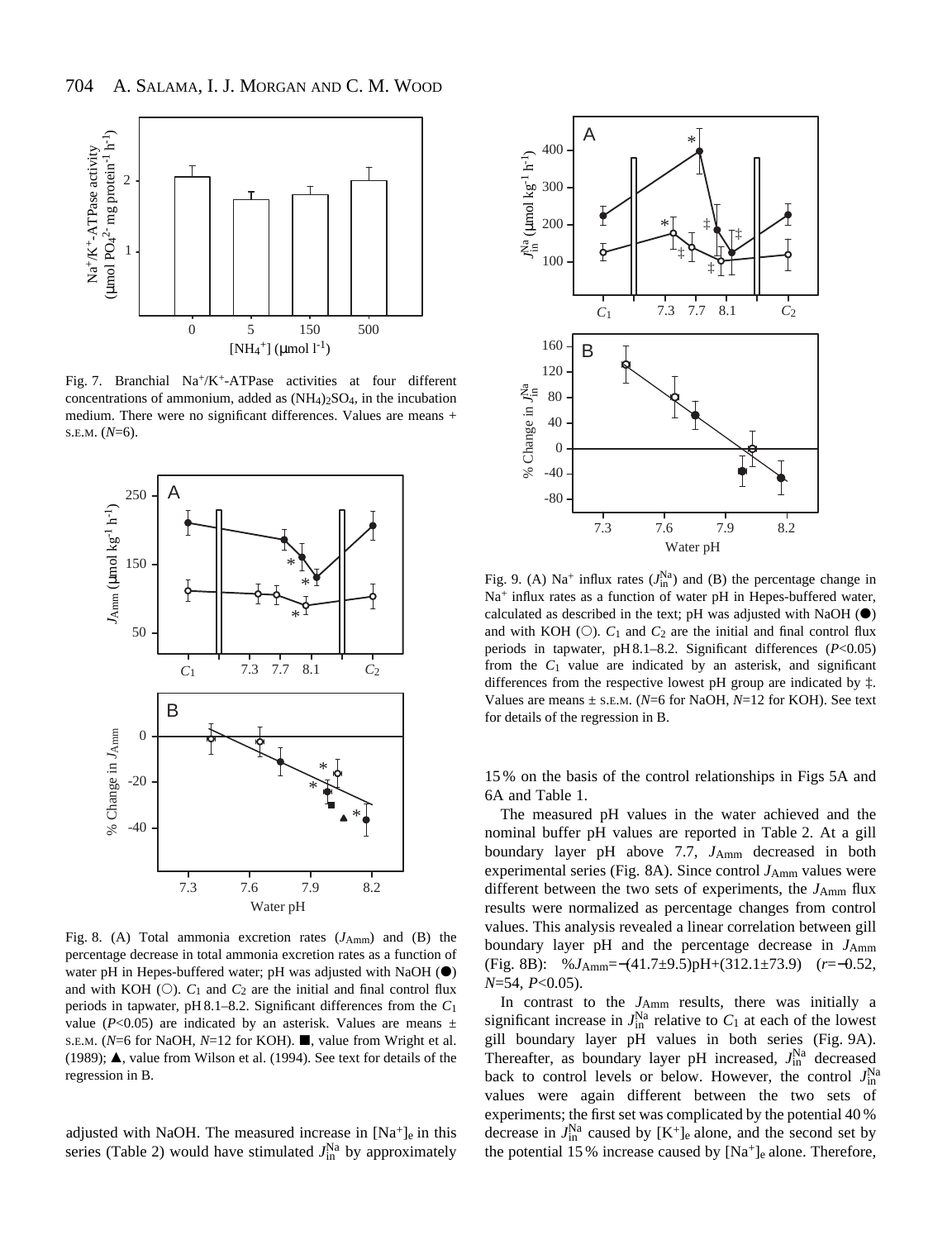Fig. 7. Branchial $Na^+/K^+$-ATPase activities at four different concentrations of ammonium, added as $(NH_4)_2SO_4$, in the incubation medium. There were no significant differences. Values are means + S.E.M. ($N$=6).

Fig. 8. (A) Total ammonia excretion rates ($J_{Amm}$) and (B) the percentage decrease in total ammonia excretion rates as a function of water pH in Hepes-buffered water; pH was adjusted with NaOH (●) and with KOH (○). $C_1$ and $C_2$ are the initial and final control flux periods in tapwater, pH 8.1–8.2. Significant differences from the $C_1$ value ($P$<0.05) are indicated by an asterisk. Values are means ± S.E.M. ($N$=6 for NaOH, $N$=12 for KOH). ■, value from Wright et al. (1989); ▲, value from Wilson et al. (1994). See text for details of the regression in B.

adjusted with NaOH. The measured increase in $[Na^+]_e$ in this series (Table 2) would have stimulated $J_{in}^{Na}$ by approximately 15 % on the basis of the control relationships in Figs 5A and 6A and Table 1.

Fig. 9. (A) $Na^+$ influx rates ($J_{in}^{Na}$) and (B) the percentage change in $Na^+$ influx rates as a function of water pH in Hepes-buffered water, calculated as described in the text; pH was adjusted with NaOH (●) and with KOH (○). $C_1$ and $C_2$ are the initial and final control flux periods in tapwater, pH 8.1–8.2. Significant differences ($P$<0.05) from the $C_1$ value are indicated by an asterisk, and significant differences from the respective lowest pH group are indicated by ‡. Values are means ± S.E.M. ($N$=6 for NaOH, $N$=12 for KOH). See text for details of the regression in B.

The measured pH values in the water achieved and the nominal buffer pH values are reported in Table 2. At a gill boundary layer pH above 7.7, $J_{Amm}$ decreased in both experimental series (Fig. 8A). Since control $J_{Amm}$ values were different between the two sets of experiments, the $J_{Amm}$ flux results were normalized as percentage changes from control values. This analysis revealed a linear correlation between gill boundary layer pH and the percentage decrease in $J_{Amm}$ (Fig. 8B): $\%J_{Amm}=-(41.7\pm9.5)\text{pH}+(312.1\pm73.9)$ ($r$=−0.52, $N$=54, $P$<0.05).

In contrast to the $J_{Amm}$ results, there was initially a significant increase in $J_{in}^{Na}$ relative to $C_1$ at each of the lowest gill boundary layer pH values in both series (Fig. 9A). Thereafter, as boundary layer pH increased, $J_{in}^{Na}$ decreased back to control levels or below. However, the control $J_{in}^{Na}$ values were again different between the two sets of experiments; the first set was complicated by the potential 40 % decrease in $J_{in}^{Na}$ caused by $[K^+]_e$ alone, and the second set by the potential 15 % increase caused by $[Na^+]_e$ alone. Therefore,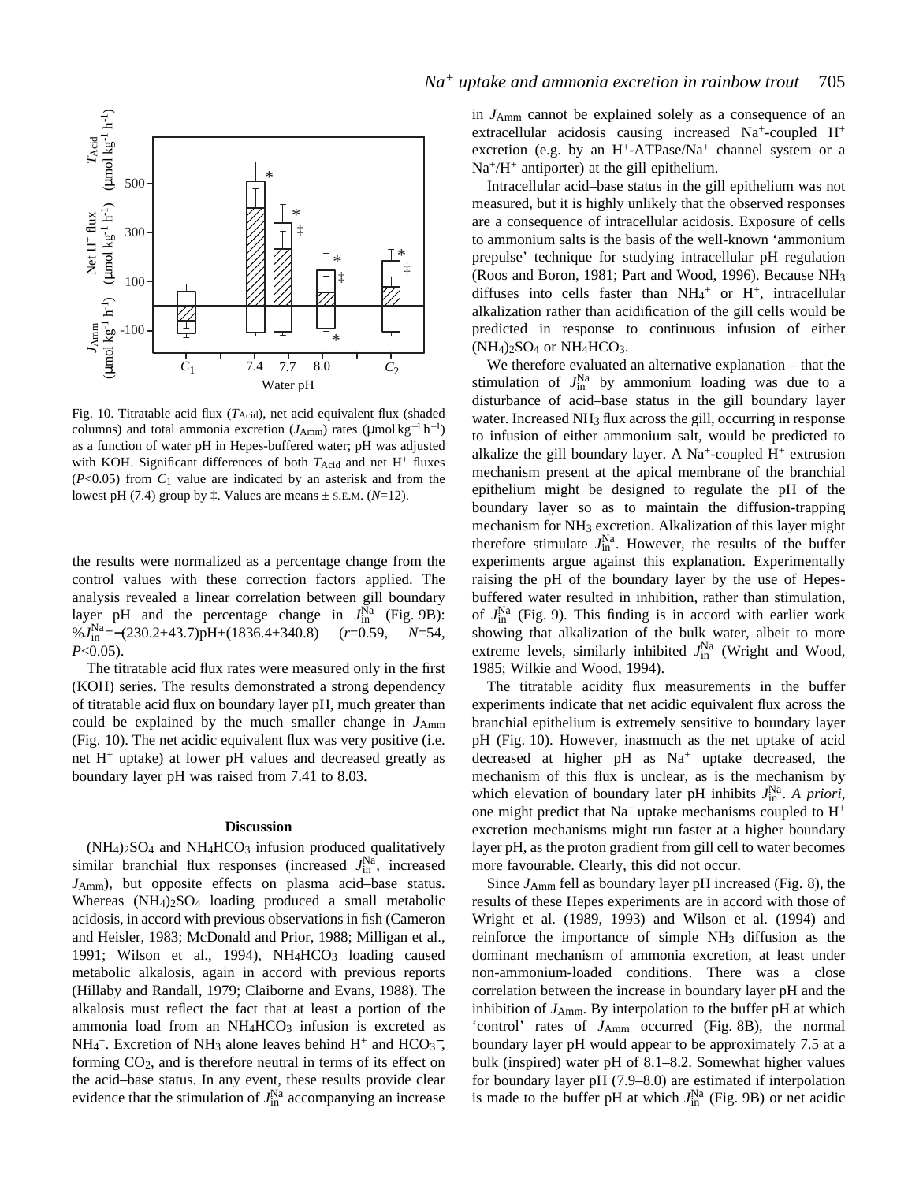Fig. 10. Titratable acid flux ($T_{Acid}$), net acid equivalent flux (shaded columns) and total ammonia excretion ($J_{Amm}$) rates (μmol kg$^{-1}$ h$^{-1}$) as a function of water pH in Hepes-buffered water; pH was adjusted with KOH. Significant differences of both $T_{Acid}$ and net $H^+$ fluxes ($P<0.05$) from $C_1$ value are indicated by an asterisk and from the lowest pH (7.4) group by ‡. Values are means ± S.E.M. ($N$=12).

the results were normalized as a percentage change from the control values with these correction factors applied. The analysis revealed a linear correlation between gill boundary layer pH and the percentage change in $J_{in}^{Na}$ (Fig. 9B): $\%J_{in}^{Na}=-(230.2\pm43.7)\text{pH}+(1836.4\pm340.8)$ ($r$=0.59, $N$=54, $P<0.05$).

The titratable acid flux rates were measured only in the first (KOH) series. The results demonstrated a strong dependency of titratable acid flux on boundary layer pH, much greater than could be explained by the much smaller change in $J_{Amm}$ (Fig. 10). The net acidic equivalent flux was very positive (i.e. net $H^+$ uptake) at lower pH values and decreased greatly as boundary layer pH was raised from 7.41 to 8.03.

## Discussion

$(NH_4)_2SO_4$ and $NH_4HCO_3$ infusion produced qualitatively similar branchial flux responses (increased $J_{in}^{Na}$, increased $J_{Amm}$), but opposite effects on plasma acid–base status. Whereas $(NH_4)_2SO_4$ loading produced a small metabolic acidosis, in accord with previous observations in fish (Cameron and Heisler, 1983; McDonald and Prior, 1988; Milligan et al., 1991; Wilson et al., 1994), $NH_4HCO_3$ loading caused metabolic alkalosis, again in accord with previous reports (Hillaby and Randall, 1979; Claiborne and Evans, 1988). The alkalosis must reflect the fact that at least a portion of the ammonia load from an $NH_4HCO_3$ infusion is excreted as $NH_4^+$. Excretion of $NH_3$ alone leaves behind $H^+$ and $HCO_3^-$, forming $CO_2$, and is therefore neutral in terms of its effect on the acid–base status. In any event, these results provide clear evidence that the stimulation of $J_{in}^{Na}$ accompanying an increase in $J_{Amm}$ cannot be explained solely as a consequence of an extracellular acidosis causing increased $Na^+$-coupled $H^+$ excretion (e.g. by an $H^+$-ATPase/$Na^+$ channel system or a $Na^+/H^+$ antiporter) at the gill epithelium.

Intracellular acid–base status in the gill epithelium was not measured, but it is highly unlikely that the observed responses are a consequence of intracellular acidosis. Exposure of cells to ammonium salts is the basis of the well-known 'ammonium prepulse' technique for studying intracellular pH regulation (Roos and Boron, 1981; Part and Wood, 1996). Because $NH_3$ diffuses into cells faster than $NH_4^+$ or $H^+$, intracellular alkalization rather than acidification of the gill cells would be predicted in response to continuous infusion of either $(NH_4)_2SO_4$ or $NH_4HCO_3$.

We therefore evaluated an alternative explanation – that the stimulation of $J_{in}^{Na}$ by ammonium loading was due to a disturbance of acid–base status in the gill boundary layer water. Increased $NH_3$ flux across the gill, occurring in response to infusion of either ammonium salt, would be predicted to alkalize the gill boundary layer. A $Na^+$-coupled $H^+$ extrusion mechanism present at the apical membrane of the branchial epithelium might be designed to regulate the pH of the boundary layer so as to maintain the diffusion-trapping mechanism for $NH_3$ excretion. Alkalization of this layer might therefore stimulate $J_{in}^{Na}$. However, the results of the buffer experiments argue against this explanation. Experimentally raising the pH of the boundary layer by the use of Hepes-buffered water resulted in inhibition, rather than stimulation, of $J_{in}^{Na}$ (Fig. 9). This finding is in accord with earlier work showing that alkalization of the bulk water, albeit to more extreme levels, similarly inhibited $J_{in}^{Na}$ (Wright and Wood, 1985; Wilkie and Wood, 1994).

The titratable acidity flux measurements in the buffer experiments indicate that net acidic equivalent flux across the branchial epithelium is extremely sensitive to boundary layer pH (Fig. 10). However, inasmuch as the net uptake of acid decreased at higher pH as $Na^+$ uptake decreased, the mechanism of this flux is unclear, as is the mechanism by which elevation of boundary later pH inhibits $J_{in}^{Na}$. *A priori*, one might predict that $Na^+$ uptake mechanisms coupled to $H^+$ excretion mechanisms might run faster at a higher boundary layer pH, as the proton gradient from gill cell to water becomes more favourable. Clearly, this did not occur.

Since $J_{Amm}$ fell as boundary layer pH increased (Fig. 8), the results of these Hepes experiments are in accord with those of Wright et al. (1989, 1993) and Wilson et al. (1994) and reinforce the importance of simple $NH_3$ diffusion as the dominant mechanism of ammonia excretion, at least under non-ammonium-loaded conditions. There was a close correlation between the increase in boundary layer pH and the inhibition of $J_{Amm}$. By interpolation to the buffer pH at which 'control' rates of $J_{Amm}$ occurred (Fig. 8B), the normal boundary layer pH would appear to be approximately 7.5 at a bulk (inspired) water pH of 8.1–8.2. Somewhat higher values for boundary layer pH (7.9–8.0) are estimated if interpolation is made to the buffer pH at which $J_{in}^{Na}$ (Fig. 9B) or net acidic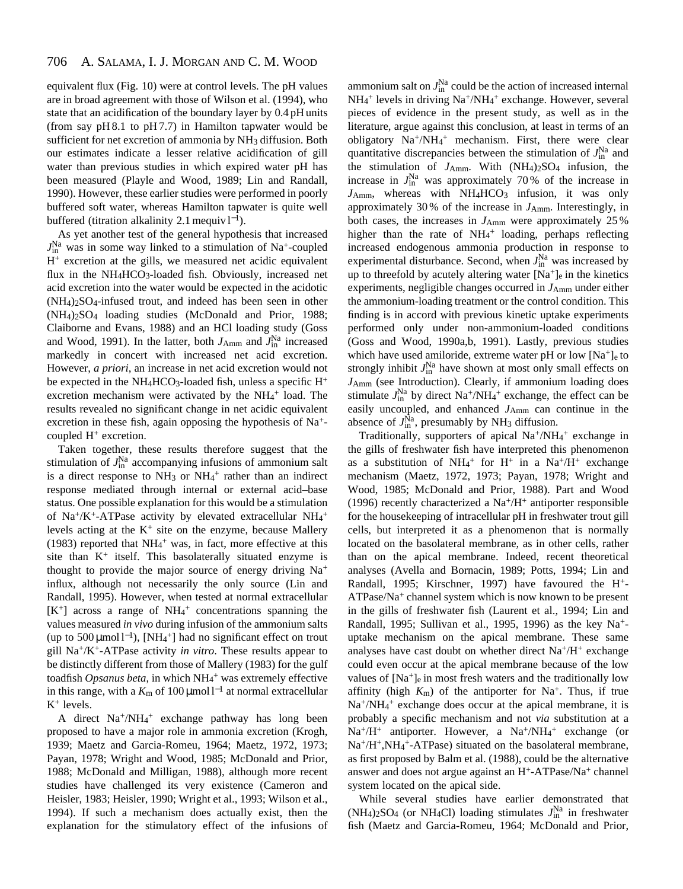equivalent flux (Fig. 10) were at control levels. The pH values are in broad agreement with those of Wilson et al. (1994), who state that an acidification of the boundary layer by 0.4 pH units (from say pH 8.1 to pH 7.7) in Hamilton tapwater would be sufficient for net excretion of ammonia by $NH_3$ diffusion. Both our estimates indicate a lesser relative acidification of gill water than previous studies in which expired water pH has been measured (Playle and Wood, 1989; Lin and Randall, 1990). However, these earlier studies were performed in poorly buffered soft water, whereas Hamilton tapwater is quite well buffered (titration alkalinity 2.1 mequiv $l^{-1}$).

As yet another test of the general hypothesis that increased $J_{in}^{Na}$ was in some way linked to a stimulation of $Na^+$-coupled $H^+$ excretion at the gills, we measured net acidic equivalent flux in the $NH_4HCO_3$-loaded fish. Obviously, increased net acid excretion into the water would be expected in the acidotic $(NH_4)_2SO_4$-infused trout, and indeed has been seen in other $(NH_4)_2SO_4$ loading studies (McDonald and Prior, 1988; Claiborne and Evans, 1988) and an HCl loading study (Goss and Wood, 1991). In the latter, both $J_{Amm}$ and $J_{in}^{Na}$ increased markedly in concert with increased net acid excretion. However, *a priori*, an increase in net acid excretion would not be expected in the $NH_4HCO_3$-loaded fish, unless a specific $H^+$ excretion mechanism were activated by the $NH_4^+$ load. The results revealed no significant change in net acidic equivalent excretion in these fish, again opposing the hypothesis of $Na^+$-coupled $H^+$ excretion.

Taken together, these results therefore suggest that the stimulation of $J_{in}^{Na}$ accompanying infusions of ammonium salt is a direct response to $NH_3$ or $NH_4^+$ rather than an indirect response mediated through internal or external acid–base status. One possible explanation for this would be a stimulation of $Na^+/K^+$-ATPase activity by elevated extracellular $NH_4^+$ levels acting at the $K^+$ site on the enzyme, because Mallery (1983) reported that $NH_4^+$ was, in fact, more effective at this site than $K^+$ itself. This basolaterally situated enzyme is thought to provide the major source of energy driving $Na^+$ influx, although not necessarily the only source (Lin and Randall, 1995). However, when tested at normal extracellular $[K^+]$ across a range of $NH_4^+$ concentrations spanning the values measured *in vivo* during infusion of the ammonium salts (up to 500 μmol $l^{-1}$), $[NH_4^+]$ had no significant effect on trout gill $Na^+/K^+$-ATPase activity *in vitro*. These results appear to be distinctly different from those of Mallery (1983) for the gulf toadfish *Opsanus beta*, in which $NH_4^+$ was extremely effective in this range, with a $K_m$ of 100 μmol $l^{-1}$ at normal extracellular $K^+$ levels.

A direct $Na^+/NH_4^+$ exchange pathway has long been proposed to have a major role in ammonia excretion (Krogh, 1939; Maetz and Garcia-Romeu, 1964; Maetz, 1972, 1973; Payan, 1978; Wright and Wood, 1985; McDonald and Prior, 1988; McDonald and Milligan, 1988), although more recent studies have challenged its very existence (Cameron and Heisler, 1983; Heisler, 1990; Wright et al., 1993; Wilson et al., 1994). If such a mechanism does actually exist, then the explanation for the stimulatory effect of the infusions of ammonium salt on $J_{in}^{Na}$ could be the action of increased internal $NH_4^+$ levels in driving $Na^+/NH_4^+$ exchange. However, several pieces of evidence in the present study, as well as in the literature, argue against this conclusion, at least in terms of an obligatory $Na^+/NH_4^+$ mechanism. First, there were clear quantitative discrepancies between the stimulation of $J_{in}^{Na}$ and the stimulation of $J_{Amm}$. With $(NH_4)_2SO_4$ infusion, the increase in $J_{in}^{Na}$ was approximately 70 % of the increase in $J_{Amm}$, whereas with $NH_4HCO_3$ infusion, it was only approximately 30 % of the increase in $J_{Amm}$. Interestingly, in both cases, the increases in $J_{Amm}$ were approximately 25 % higher than the rate of $NH_4^+$ loading, perhaps reflecting increased endogenous ammonia production in response to experimental disturbance. Second, when $J_{in}^{Na}$ was increased by up to threefold by acutely altering water $[Na^+]_e$ in the kinetics experiments, negligible changes occurred in $J_{Amm}$ under either the ammonium-loading treatment or the control condition. This finding is in accord with previous kinetic uptake experiments performed only under non-ammonium-loaded conditions (Goss and Wood, 1990a,b, 1991). Lastly, previous studies which have used amiloride, extreme water pH or low $[Na^+]_e$ to strongly inhibit $J_{in}^{Na}$ have shown at most only small effects on $J_{Amm}$ (see Introduction). Clearly, if ammonium loading does stimulate $J_{in}^{Na}$ by direct $Na^+/NH_4^+$ exchange, the effect can be easily uncoupled, and enhanced $J_{Amm}$ can continue in the absence of $J_{in}^{Na}$, presumably by $NH_3$ diffusion.

Traditionally, supporters of apical $Na^+/NH_4^+$ exchange in the gills of freshwater fish have interpreted this phenomenon as a substitution of $NH_4^+$ for $H^+$ in a $Na^+/H^+$ exchange mechanism (Maetz, 1972, 1973; Payan, 1978; Wright and Wood, 1985; McDonald and Prior, 1988). Part and Wood (1996) recently characterized a $Na^+/H^+$ antiporter responsible for the housekeeping of intracellular pH in freshwater trout gill cells, but interpreted it as a phenomenon that is normally located on the basolateral membrane, as in other cells, rather than on the apical membrane. Indeed, recent theoretical analyses (Avella and Bornacin, 1989; Potts, 1994; Lin and Randall, 1995; Kirschner, 1997) have favoured the $H^+$-ATPase/$Na^+$ channel system which is now known to be present in the gills of freshwater fish (Laurent et al., 1994; Lin and Randall, 1995; Sullivan et al., 1995, 1996) as the key $Na^+$-uptake mechanism on the apical membrane. These same analyses have cast doubt on whether direct $Na^+/H^+$ exchange could even occur at the apical membrane because of the low values of $[Na^+]_e$ in most fresh waters and the traditionally low affinity (high $K_m$) of the antiporter for $Na^+$. Thus, if true $Na^+/NH_4^+$ exchange does occur at the apical membrane, it is probably a specific mechanism and not *via* substitution at a $Na^+/H^+$ antiporter. However, a $Na^+/NH_4^+$ exchange (or $Na^+/H^+,NH_4^+$-ATPase) situated on the basolateral membrane, as first proposed by Balm et al. (1988), could be the alternative answer and does not argue against an $H^+$-ATPase/$Na^+$ channel system located on the apical side.

While several studies have earlier demonstrated that $(NH_4)_2SO_4$ (or $NH_4Cl$) loading stimulates $J_{in}^{Na}$ in freshwater fish (Maetz and Garcia-Romeu, 1964; McDonald and Prior,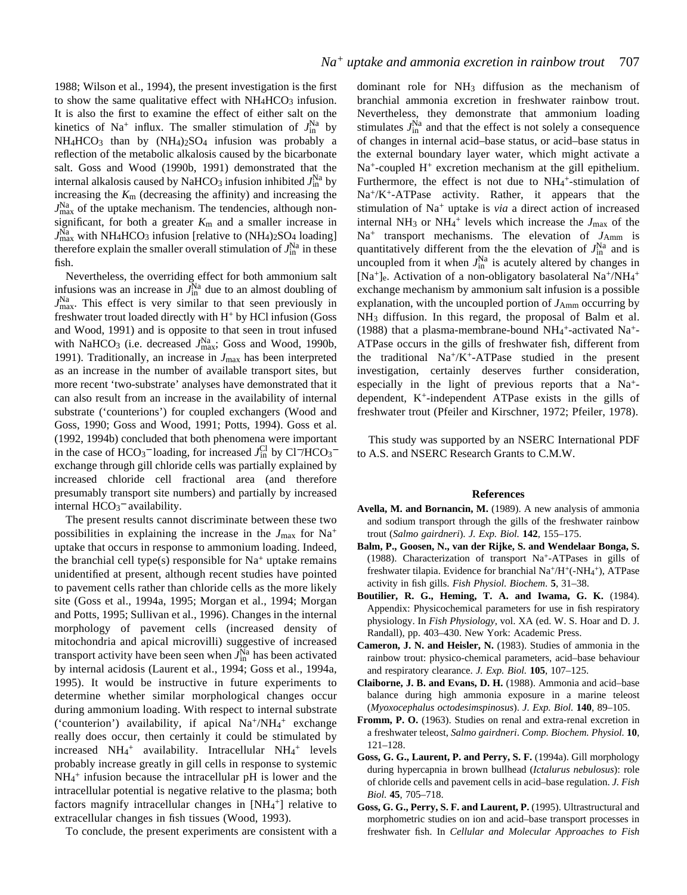1988; Wilson et al., 1994), the present investigation is the first to show the same qualitative effect with $NH_4HCO_3$ infusion. It is also the first to examine the effect of either salt on the kinetics of $Na^+$ influx. The smaller stimulation of $J_{in}^{Na}$ by $NH_4HCO_3$ than by $(NH_4)_2SO_4$ infusion was probably a reflection of the metabolic alkalosis caused by the bicarbonate salt. Goss and Wood (1990b, 1991) demonstrated that the internal alkalosis caused by $NaHCO_3$ infusion inhibited $J_{in}^{Na}$ by increasing the $K_m$ (decreasing the affinity) and increasing the $J_{max}^{Na}$ of the uptake mechanism. The tendencies, although non-significant, for both a greater $K_m$ and a smaller increase in $J_{max}^{Na}$ with $NH_4HCO_3$ infusion [relative to $(NH_4)_2SO_4$ loading] therefore explain the smaller overall stimulation of $J_{in}^{Na}$ in these fish.

Nevertheless, the overriding effect for both ammonium salt infusions was an increase in $J_{in}^{Na}$ due to an almost doubling of $J_{max}^{Na}$. This effect is very similar to that seen previously in freshwater trout loaded directly with $H^+$ by HCl infusion (Goss and Wood, 1991) and is opposite to that seen in trout infused with $NaHCO_3$ (i.e. decreased $J_{max}^{Na}$; Goss and Wood, 1990b, 1991). Traditionally, an increase in $J_{max}$ has been interpreted as an increase in the number of available transport sites, but more recent 'two-substrate' analyses have demonstrated that it can also result from an increase in the availability of internal substrate ('counterions') for coupled exchangers (Wood and Goss, 1990; Goss and Wood, 1991; Potts, 1994). Goss et al. (1992, 1994b) concluded that both phenomena were important in the case of $HCO_3^-$ loading, for increased $J_{in}^{Cl}$ by $Cl^-/HCO_3^-$ exchange through gill chloride cells was partially explained by increased chloride cell fractional area (and therefore presumably transport site numbers) and partially by increased internal $HCO_3^-$ availability.

The present results cannot discriminate between these two possibilities in explaining the increase in the $J_{max}$ for $Na^+$ uptake that occurs in response to ammonium loading. Indeed, the branchial cell type(s) responsible for $Na^+$ uptake remains unidentified at present, although recent studies have pointed to pavement cells rather than chloride cells as the more likely site (Goss et al., 1994a, 1995; Morgan et al., 1994; Morgan and Potts, 1995; Sullivan et al., 1996). Changes in the internal morphology of pavement cells (increased density of mitochondria and apical microvilli) suggestive of increased transport activity have been seen when $J_{in}^{Na}$ has been activated by internal acidosis (Laurent et al., 1994; Goss et al., 1994a, 1995). It would be instructive in future experiments to determine whether similar morphological changes occur during ammonium loading. With respect to internal substrate ('counterion') availability, if apical $Na^+/NH_4^+$ exchange really does occur, then certainly it could be stimulated by increased $NH_4^+$ availability. Intracellular $NH_4^+$ levels probably increase greatly in gill cells in response to systemic $NH_4^+$ infusion because the intracellular pH is lower and the intracellular potential is negative relative to the plasma; both factors magnify intracellular changes in $[NH_4^+]$ relative to extracellular changes in fish tissues (Wood, 1993).

To conclude, the present experiments are consistent with a dominant role for $NH_3$ diffusion as the mechanism of branchial ammonia excretion in freshwater rainbow trout. Nevertheless, they demonstrate that ammonium loading stimulates $J_{in}^{Na}$ and that the effect is not solely a consequence of changes in internal acid–base status, or acid–base status in the external boundary layer water, which might activate a $Na^+$-coupled $H^+$ excretion mechanism at the gill epithelium. Furthermore, the effect is not due to $NH_4^+$-stimulation of $Na^+/K^+$-ATPase activity. Rather, it appears that the stimulation of $Na^+$ uptake is *via* a direct action of increased internal $NH_3$ or $NH_4^+$ levels which increase the $J_{max}$ of the $Na^+$ transport mechanisms. The elevation of $J_{Amm}$ is quantitatively different from the the elevation of $J_{in}^{Na}$ and is uncoupled from it when $J_{in}^{Na}$ is acutely altered by changes in $[Na^+]_e$. Activation of a non-obligatory basolateral $Na^+/NH_4^+$ exchange mechanism by ammonium salt infusion is a possible explanation, with the uncoupled portion of $J_{Amm}$ occurring by $NH_3$ diffusion. In this regard, the proposal of Balm et al. (1988) that a plasma-membrane-bound $NH_4^+$-activated $Na^+$-ATPase occurs in the gills of freshwater fish, different from the traditional $Na^+/K^+$-ATPase studied in the present investigation, certainly deserves further consideration, especially in the light of previous reports that a $Na^+$-dependent, $K^+$-independent ATPase exists in the gills of freshwater trout (Pfeiler and Kirschner, 1972; Pfeiler, 1978).

This study was supported by an NSERC International PDF to A.S. and NSERC Research Grants to C.M.W.

## References

**Avella, M. and Bornancin, M.** (1989). A new analysis of ammonia and sodium transport through the gills of the freshwater rainbow trout (*Salmo gairdneri*). *J. Exp. Biol.* **142**, 155–175.

**Balm, P., Goosen, N., van der Rijke, S. and Wendelaar Bonga, S.** (1988). Characterization of transport $Na^+$-ATPases in gills of freshwater tilapia. Evidence for branchial $Na^+/H^+(-NH_4^+)$, ATPase activity in fish gills. *Fish Physiol. Biochem.* **5**, 31–38.

**Boutilier, R. G., Heming, T. A. and Iwama, G. K.** (1984). Appendix: Physicochemical parameters for use in fish respiratory physiology. In *Fish Physiology*, vol. XA (ed. W. S. Hoar and D. J. Randall), pp. 403–430. New York: Academic Press.

**Cameron, J. N. and Heisler, N.** (1983). Studies of ammonia in the rainbow trout: physico-chemical parameters, acid–base behaviour and respiratory clearance. *J. Exp. Biol.* **105**, 107–125.

**Claiborne, J. B. and Evans, D. H.** (1988). Ammonia and acid–base balance during high ammonia exposure in a marine teleost (*Myoxocephalus octodesimspinosus*). *J. Exp. Biol.* **140**, 89–105.

**Fromm, P. O.** (1963). Studies on renal and extra-renal excretion in a freshwater teleost, *Salmo gairdneri*. *Comp. Biochem. Physiol.* **10**, 121–128.

**Goss, G. G., Laurent, P. and Perry, S. F.** (1994a). Gill morphology during hypercapnia in brown bullhead (*Ictalurus nebulosus*): role of chloride cells and pavement cells in acid–base regulation. *J. Fish Biol.* **45**, 705–718.

**Goss, G. G., Perry, S. F. and Laurent, P.** (1995). Ultrastructural and morphometric studies on ion and acid–base transport processes in freshwater fish. In *Cellular and Molecular Approaches to Fish*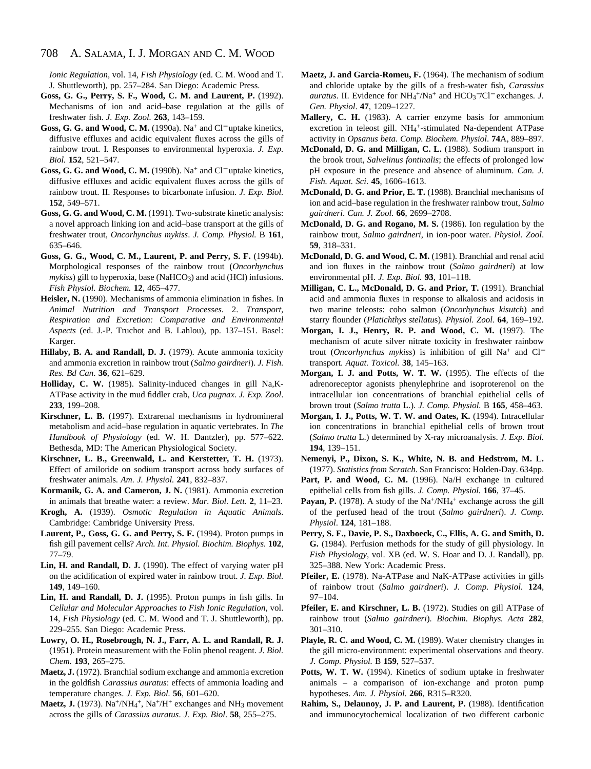*Ionic Regulation*, vol. 14, *Fish Physiology* (ed. C. M. Wood and T. J. Shuttleworth), pp. 257–284. San Diego: Academic Press.

**Goss, G. G., Perry, S. F., Wood, C. M. and Laurent, P.** (1992). Mechanisms of ion and acid–base regulation at the gills of freshwater fish. *J. Exp. Zool.* **263**, 143–159.

**Goss, G. G. and Wood, C. M.** (1990a). $Na^+$ and $Cl^-$ uptake kinetics, diffusive effluxes and acidic equivalent fluxes across the gills of rainbow trout. I. Responses to environmental hyperoxia. *J. Exp. Biol.* **152**, 521–547.

**Goss, G. G. and Wood, C. M.** (1990b). $Na^+$ and $Cl^-$ uptake kinetics, diffusive effluxes and acidic equivalent fluxes across the gills of rainbow trout. II. Responses to bicarbonate infusion. *J. Exp. Biol.* **152**, 549–571.

**Goss, G. G. and Wood, C. M.** (1991). Two-substrate kinetic analysis: a novel approach linking ion and acid–base transport at the gills of freshwater trout, *Oncorhynchus mykiss*. *J. Comp. Physiol.* B **161**, 635–646.

**Goss, G. G., Wood, C. M., Laurent, P. and Perry, S. F.** (1994b). Morphological responses of the rainbow trout (*Oncorhynchus mykiss*) gill to hyperoxia, base ($NaHCO_3$) and acid (HCl) infusions. *Fish Physiol. Biochem.* **12**, 465–477.

**Heisler, N.** (1990). Mechanisms of ammonia elimination in fishes. In *Animal Nutrition and Transport Processes*. 2. *Transport, Respiration and Excretion: Comparative and Environmental Aspects* (ed. J.-P. Truchot and B. Lahlou), pp. 137–151. Basel: Karger.

**Hillaby, B. A. and Randall, D. J.** (1979). Acute ammonia toxicity and ammonia excretion in rainbow trout (*Salmo gairdneri*). *J. Fish. Res. Bd Can*. **36**, 621–629.

**Holliday, C. W.** (1985). Salinity-induced changes in gill Na,K-ATPase activity in the mud fiddler crab, *Uca pugnax*. *J. Exp. Zool*. **233**, 199–208.

**Kirschner, L. B.** (1997). Extrarenal mechanisms in hydromineral metabolism and acid–base regulation in aquatic vertebrates. In *The Handbook of Physiology* (ed. W. H. Dantzler), pp. 577–622. Bethesda, MD: The American Physiological Society.

**Kirschner, L. B., Greenwald, L. and Kerstetter, T. H.** (1973). Effect of amiloride on sodium transport across body surfaces of freshwater animals. *Am. J. Physiol.* **241**, 832–837.

**Kormanik, G. A. and Cameron, J. N.** (1981). Ammonia excretion in animals that breathe water: a review. *Mar. Biol. Lett.* **2**, 11–23.

**Krogh, A.** (1939). *Osmotic Regulation in Aquatic Animals*. Cambridge: Cambridge University Press.

**Laurent, P., Goss, G. G. and Perry, S. F.** (1994). Proton pumps in fish gill pavement cells? *Arch. Int. Physiol. Biochim. Biophys.* **102**, 77–79.

**Lin, H. and Randall, D. J.** (1990). The effect of varying water pH on the acidification of expired water in rainbow trout. *J. Exp. Biol.* **149**, 149–160.

**Lin, H. and Randall, D. J.** (1995). Proton pumps in fish gills. In *Cellular and Molecular Approaches to Fish Ionic Regulation*, vol. 14, *Fish Physiology* (ed. C. M. Wood and T. J. Shuttleworth), pp. 229–255. San Diego: Academic Press.

**Lowry, O. H., Rosebrough, N. J., Farr, A. L. and Randall, R. J.** (1951). Protein measurement with the Folin phenol reagent. *J. Biol. Chem.* **193**, 265–275.

**Maetz, J.** (1972). Branchial sodium exchange and ammonia excretion in the goldfish *Carassius auratus*: effects of ammonia loading and temperature changes. *J. Exp. Biol.* **56**, 601–620.

**Maetz, J.** (1973). $Na^+/NH_4^+$, $Na^+/H^+$ exchanges and $NH_3$ movement across the gills of *Carassius auratus*. *J. Exp. Biol*. **58**, 255–275.

**Maetz, J. and Garcia-Romeu, F.** (1964). The mechanism of sodium and chloride uptake by the gills of a fresh-water fish, *Carassius auratus*. II. Evidence for $NH_4^+/Na^+$ and $HCO_3^-/Cl^-$ exchanges. *J. Gen. Physiol*. **47**, 1209–1227.

**Mallery, C. H.** (1983). A carrier enzyme basis for ammonium excretion in teleost gill. $NH_4^+$-stimulated Na-dependent ATPase activity in *Opsanus beta*. *Comp. Biochem. Physiol*. **74**A, 889–897.

**McDonald, D. G. and Milligan, C. L.** (1988). Sodium transport in the brook trout, *Salvelinus fontinalis*; the effects of prolonged low pH exposure in the presence and absence of aluminum. *Can. J. Fish. Aquat. Sci*. **45**, 1606–1613.

**McDonald, D. G. and Prior, E. T.** (1988). Branchial mechanisms of ion and acid–base regulation in the freshwater rainbow trout, *Salmo gairdneri*. *Can. J. Zool.* **66**, 2699–2708.

**McDonald, D. G. and Rogano, M. S.** (1986). Ion regulation by the rainbow trout, *Salmo gairdneri*, in ion-poor water. *Physiol. Zool*. **59**, 318–331.

**McDonald, D. G. and Wood, C. M.** (1981). Branchial and renal acid and ion fluxes in the rainbow trout (*Salmo gairdneri*) at low environmental pH. *J. Exp. Biol.* **93**, 101–118.

**Milligan, C. L., McDonald, D. G. and Prior, T.** (1991). Branchial acid and ammonia fluxes in response to alkalosis and acidosis in two marine teleosts: coho salmon (*Oncorhynchus kisutch*) and starry flounder (*Platichthys stellatus*). *Physiol. Zool.* **64**, 169–192.

**Morgan, I. J., Henry, R. P. and Wood, C. M.** (1997). The mechanism of acute silver nitrate toxicity in freshwater rainbow trout (*Oncorhynchus mykiss*) is inhibition of gill $Na^+$ and $Cl^-$ transport. *Aquat. Toxicol.* **38**, 145–163.

**Morgan, I. J. and Potts, W. T. W.** (1995). The effects of the adrenoreceptor agonists phenylephrine and isoproterenol on the intracellular ion concentrations of branchial epithelial cells of brown trout (*Salmo trutta* L.). *J. Comp. Physiol.* B **165**, 458–463.

**Morgan, I. J., Potts, W. T. W. and Oates, K.** (1994). Intracellular ion concentrations in branchial epithelial cells of brown trout (*Salmo trutta* L.) determined by X-ray microanalysis. *J. Exp. Biol.* **194**, 139–151.

**Nemenyi, P., Dixon, S. K., White, N. B. and Hedstrom, M. L.** (1977). *Statistics from Scratch*. San Francisco: Holden-Day. 634pp.

**Part, P. and Wood, C. M.** (1996). Na/H exchange in cultured epithelial cells from fish gills. *J. Comp. Physiol.* **166**, 37–45.

**Payan, P.** (1978). A study of the $Na^+/NH_4^+$ exchange across the gill of the perfused head of the trout (*Salmo gairdneri*). *J. Comp. Physiol*. **124**, 181–188.

**Perry, S. F., Davie, P. S., Daxboeck, C., Ellis, A. G. and Smith, D. G.** (1984). Perfusion methods for the study of gill physiology. In *Fish Physiology*, vol. XB (ed. W. S. Hoar and D. J. Randall), pp. 325–388. New York: Academic Press.

**Pfeiler, E.** (1978). Na-ATPase and NaK-ATPase activities in gills of rainbow trout (*Salmo gairdneri*). *J. Comp. Physiol.* **124**, 97–104.

**Pfeiler, E. and Kirschner, L. B.** (1972). Studies on gill ATPase of rainbow trout (*Salmo gairdneri*). *Biochim. Biophys. Acta* **282**, 301–310.

**Playle, R. C. and Wood, C. M.** (1989). Water chemistry changes in the gill micro-environment: experimental observations and theory. *J. Comp. Physiol.* B **159**, 527–537.

**Potts, W. T. W.** (1994). Kinetics of sodium uptake in freshwater animals – a comparison of ion-exchange and proton pump hypotheses. *Am. J. Physiol.* **266**, R315–R320.

**Rahim, S., Delaunoy, J. P. and Laurent, P.** (1988). Identification and immunocytochemical localization of two different carbonic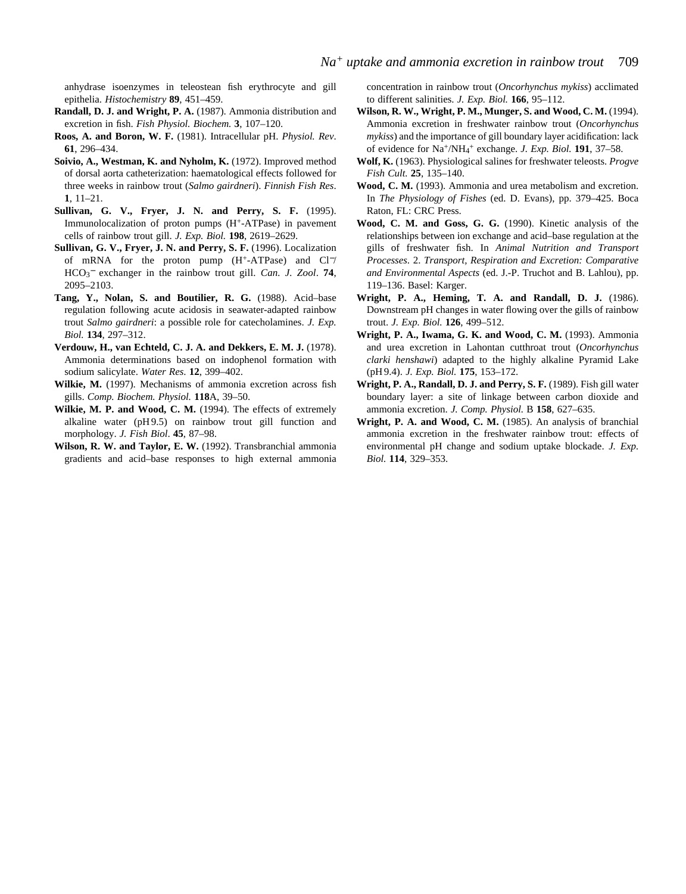anhydrase isoenzymes in teleostean fish erythrocyte and gill epithelia. *Histochemistry* **89**, 451–459.

**Randall, D. J. and Wright, P. A.** (1987). Ammonia distribution and excretion in fish. *Fish Physiol. Biochem.* **3**, 107–120.

**Roos, A. and Boron, W. F.** (1981). Intracellular pH. *Physiol. Rev*. **61**, 296–434.

**Soivio, A., Westman, K. and Nyholm, K.** (1972). Improved method of dorsal aorta catheterization: haematological effects followed for three weeks in rainbow trout (*Salmo gairdneri*). *Finnish Fish Res*. **1**, 11–21.

**Sullivan, G. V., Fryer, J. N. and Perry, S. F.** (1995). Immunolocalization of proton pumps ($H^+$-ATPase) in pavement cells of rainbow trout gill. *J. Exp. Biol.* **198**, 2619–2629.

**Sullivan, G. V., Fryer, J. N. and Perry, S. F.** (1996). Localization of mRNA for the proton pump ($H^+$-ATPase) and $Cl^-$/$HCO_3^-$ exchanger in the rainbow trout gill. *Can. J. Zool*. **74**, 2095–2103.

**Tang, Y., Nolan, S. and Boutilier, R. G.** (1988). Acid–base regulation following acute acidosis in seawater-adapted rainbow trout *Salmo gairdneri*: a possible role for catecholamines. *J. Exp. Biol.* **134**, 297–312.

**Verdouw, H., van Echteld, C. J. A. and Dekkers, E. M. J.** (1978). Ammonia determinations based on indophenol formation with sodium salicylate. *Water Res.* **12**, 399–402.

**Wilkie, M.** (1997). Mechanisms of ammonia excretion across fish gills. *Comp. Biochem. Physiol.* **118**A, 39–50.

**Wilkie, M. P. and Wood, C. M.** (1994). The effects of extremely alkaline water (pH 9.5) on rainbow trout gill function and morphology. *J. Fish Biol*. **45**, 87–98.

**Wilson, R. W. and Taylor, E. W.** (1992). Transbranchial ammonia gradients and acid–base responses to high external ammonia concentration in rainbow trout (*Oncorhynchus mykiss*) acclimated to different salinities. *J. Exp. Biol.* **166**, 95–112.

**Wilson, R. W., Wright, P. M., Munger, S. and Wood, C. M.** (1994). Ammonia excretion in freshwater rainbow trout (*Oncorhynchus mykiss*) and the importance of gill boundary layer acidification: lack of evidence for $Na^+$/$NH_4^+$ exchange. *J. Exp. Biol.* **191**, 37–58.

**Wolf, K.** (1963). Physiological salines for freshwater teleosts. *Progve Fish Cult.* **25**, 135–140.

**Wood, C. M.** (1993). Ammonia and urea metabolism and excretion. In *The Physiology of Fishes* (ed. D. Evans), pp. 379–425. Boca Raton, FL: CRC Press.

**Wood, C. M. and Goss, G. G.** (1990). Kinetic analysis of the relationships between ion exchange and acid–base regulation at the gills of freshwater fish. In *Animal Nutrition and Transport Processes*. 2. *Transport, Respiration and Excretion: Comparative and Environmental Aspects* (ed. J.-P. Truchot and B. Lahlou), pp. 119–136. Basel: Karger.

**Wright, P. A., Heming, T. A. and Randall, D. J.** (1986). Downstream pH changes in water flowing over the gills of rainbow trout. *J. Exp. Biol.* **126**, 499–512.

**Wright, P. A., Iwama, G. K. and Wood, C. M.** (1993). Ammonia and urea excretion in Lahontan cutthroat trout (*Oncorhynchus clarki henshawi*) adapted to the highly alkaline Pyramid Lake (pH 9.4). *J. Exp. Biol.* **175**, 153–172.

**Wright, P. A., Randall, D. J. and Perry, S. F.** (1989). Fish gill water boundary layer: a site of linkage between carbon dioxide and ammonia excretion. *J. Comp. Physiol.* B **158**, 627–635.

**Wright, P. A. and Wood, C. M.** (1985). An analysis of branchial ammonia excretion in the freshwater rainbow trout: effects of environmental pH change and sodium uptake blockade. *J. Exp. Biol.* **114**, 329–353.